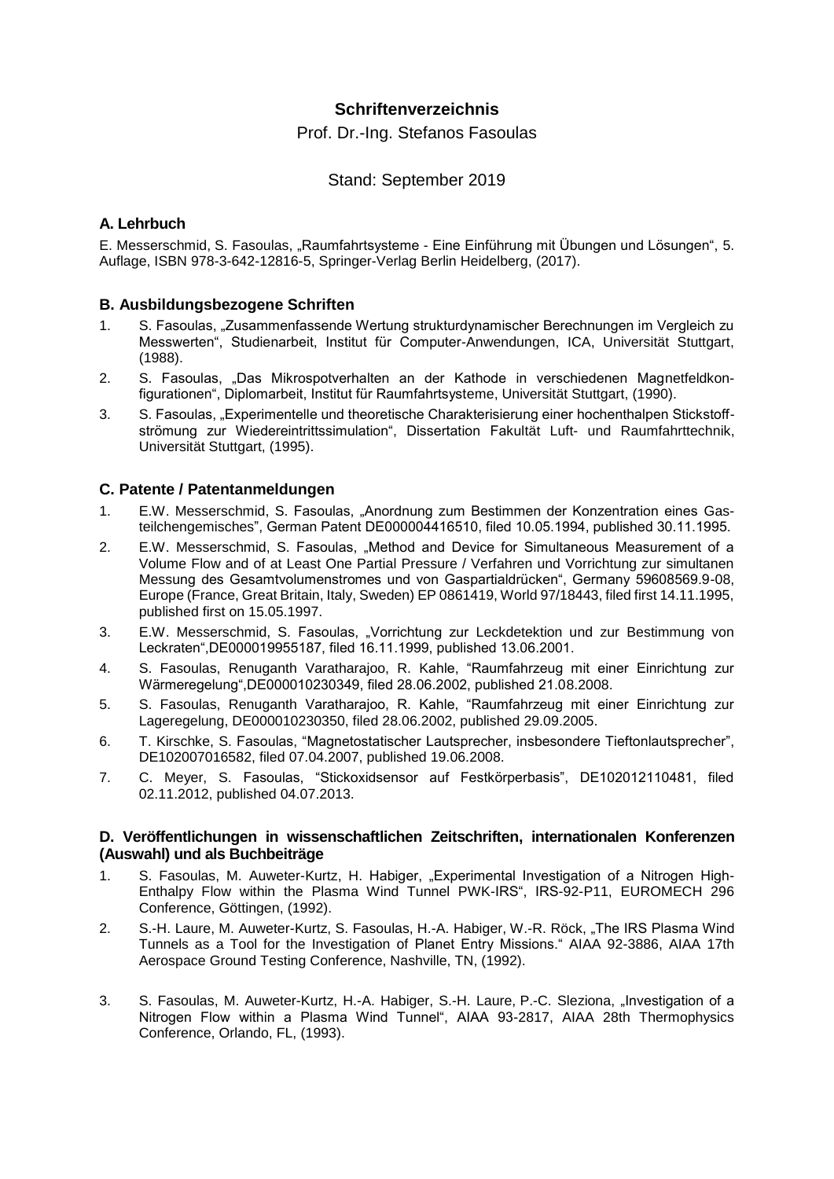# Schriftenverzeichnis

Prof. Dr.-Ing. Stefanos Fasoulas

Stand: September 2019

## A. Lehrbuch

E. Messerschmid, S. Fasoulas, „Raumfahrtsysteme - Eine Einführung mit Übungen und Lösungen", 5. Auflage, ISBN 978-3-642-12816-5, Springer-Verlag Berlin Heidelberg, (2017).

## B. Ausbildungsbezogene Schriften

1. S. Fasoulas, „Zusammenfassende Wertung strukturdynamischer Berechnungen im Vergleich zu Messwerten", Studienarbeit, Institut für Computer-Anwendungen, ICA, Universität Stuttgart, (1988).
2. S. Fasoulas, „Das Mikrospotverhalten an der Kathode in verschiedenen Magnetfeldkonfigurationen", Diplomarbeit, Institut für Raumfahrtsysteme, Universität Stuttgart, (1990).
3. S. Fasoulas, „Experimentelle und theoretische Charakterisierung einer hochenthalpen Stickstoffströmung zur Wiedereintrittssimulation", Dissertation Fakultät Luft- und Raumfahrttechnik, Universität Stuttgart, (1995).

## C. Patente / Patentanmeldungen

1. E.W. Messerschmid, S. Fasoulas, „Anordnung zum Bestimmen der Konzentration eines Gasteilchengemisches", German Patent DE000004416510, filed 10.05.1994, published 30.11.1995.
2. E.W. Messerschmid, S. Fasoulas, „Method and Device for Simultaneous Measurement of a Volume Flow and of at Least One Partial Pressure / Verfahren und Vorrichtung zur simultanen Messung des Gesamtvolumenstromes und von Gaspartialdrücken", Germany 59608569.9-08, Europe (France, Great Britain, Italy, Sweden) EP 0861419, World 97/18443, filed first 14.11.1995, published first on 15.05.1997.
3. E.W. Messerschmid, S. Fasoulas, „Vorrichtung zur Leckdetektion und zur Bestimmung von Leckraten",DE000019955187, filed 16.11.1999, published 13.06.2001.
4. S. Fasoulas, Renuganth Varatharajoo, R. Kahle, "Raumfahrzeug mit einer Einrichtung zur Wärmeregelung",DE000010230349, filed 28.06.2002, published 21.08.2008.
5. S. Fasoulas, Renuganth Varatharajoo, R. Kahle, "Raumfahrzeug mit einer Einrichtung zur Lageregelung, DE000010230350, filed 28.06.2002, published 29.09.2005.
6. T. Kirschke, S. Fasoulas, "Magnetostatischer Lautsprecher, insbesondere Tieftonlautsprecher", DE102007016582, filed 07.04.2007, published 19.06.2008.
7. C. Meyer, S. Fasoulas, "Stickoxidsensor auf Festkörperbasis", DE102012110481, filed 02.11.2012, published 04.07.2013.

## D. Veröffentlichungen in wissenschaftlichen Zeitschriften, internationalen Konferenzen (Auswahl) und als Buchbeiträge

1. S. Fasoulas, M. Auweter-Kurtz, H. Habiger, „Experimental Investigation of a Nitrogen High-Enthalpy Flow within the Plasma Wind Tunnel PWK-IRS", IRS-92-P11, EUROMECH 296 Conference, Göttingen, (1992).
2. S.-H. Laure, M. Auweter-Kurtz, S. Fasoulas, H.-A. Habiger, W.-R. Röck, „The IRS Plasma Wind Tunnels as a Tool for the Investigation of Planet Entry Missions." AIAA 92-3886, AIAA 17th Aerospace Ground Testing Conference, Nashville, TN, (1992).
3. S. Fasoulas, M. Auweter-Kurtz, H.-A. Habiger, S.-H. Laure, P.-C. Sleziona, „Investigation of a Nitrogen Flow within a Plasma Wind Tunnel", AIAA 93-2817, AIAA 28th Thermophysics Conference, Orlando, FL, (1993).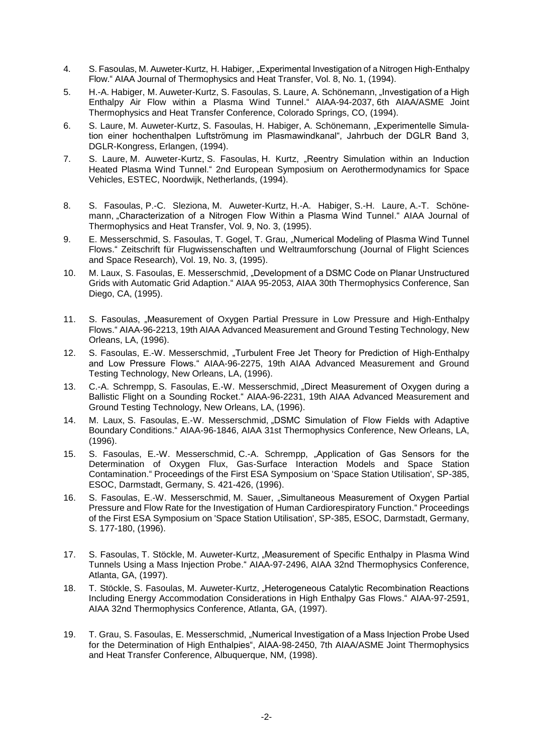4. S. Fasoulas, M. Auweter-Kurtz, H. Habiger, „Experimental Investigation of a Nitrogen High-Enthalpy Flow." AIAA Journal of Thermophysics and Heat Transfer, Vol. 8, No. 1, (1994).

5. H.-A. Habiger, M. Auweter-Kurtz, S. Fasoulas, S. Laure, A. Schönemann, „Investigation of a High Enthalpy Air Flow within a Plasma Wind Tunnel." AIAA-94-2037, 6th AIAA/ASME Joint Thermophysics and Heat Transfer Conference, Colorado Springs, CO, (1994).

6. S. Laure, M. Auweter-Kurtz, S. Fasoulas, H. Habiger, A. Schönemann, „Experimentelle Simulation einer hochenthalpen Luftströmung im Plasmawindkanal", Jahrbuch der DGLR Band 3, DGLR-Kongress, Erlangen, (1994).

7. S. Laure, M. Auweter-Kurtz, S. Fasoulas, H. Kurtz, „Reentry Simulation within an Induction Heated Plasma Wind Tunnel." 2nd European Symposium on Aerothermodynamics for Space Vehicles, ESTEC, Noordwijk, Netherlands, (1994).

8. S. Fasoulas, P.-C. Sleziona, M. Auweter-Kurtz, H.-A. Habiger, S.-H. Laure, A.-T. Schönemann, „Characterization of a Nitrogen Flow Within a Plasma Wind Tunnel." AIAA Journal of Thermophysics and Heat Transfer, Vol. 9, No. 3, (1995).

9. E. Messerschmid, S. Fasoulas, T. Gogel, T. Grau, „Numerical Modeling of Plasma Wind Tunnel Flows." Zeitschrift für Flugwissenschaften und Weltraumforschung (Journal of Flight Sciences and Space Research), Vol. 19, No. 3, (1995).

10. M. Laux, S. Fasoulas, E. Messerschmid, „Development of a DSMC Code on Planar Unstructured Grids with Automatic Grid Adaption." AIAA 95-2053, AIAA 30th Thermophysics Conference, San Diego, CA, (1995).

11. S. Fasoulas, „Measurement of Oxygen Partial Pressure in Low Pressure and High-Enthalpy Flows." AIAA-96-2213, 19th AIAA Advanced Measurement and Ground Testing Technology, New Orleans, LA, (1996).

12. S. Fasoulas, E.-W. Messerschmid, „Turbulent Free Jet Theory for Prediction of High-Enthalpy and Low Pressure Flows." AIAA-96-2275, 19th AIAA Advanced Measurement and Ground Testing Technology, New Orleans, LA, (1996).

13. C.-A. Schrempp, S. Fasoulas, E.-W. Messerschmid, „Direct Measurement of Oxygen during a Ballistic Flight on a Sounding Rocket." AIAA-96-2231, 19th AIAA Advanced Measurement and Ground Testing Technology, New Orleans, LA, (1996).

14. M. Laux, S. Fasoulas, E.-W. Messerschmid, „DSMC Simulation of Flow Fields with Adaptive Boundary Conditions." AIAA-96-1846, AIAA 31st Thermophysics Conference, New Orleans, LA, (1996).

15. S. Fasoulas, E.-W. Messerschmid, C.-A. Schrempp, „Application of Gas Sensors for the Determination of Oxygen Flux, Gas-Surface Interaction Models and Space Station Contamination." Proceedings of the First ESA Symposium on 'Space Station Utilisation', SP-385, ESOC, Darmstadt, Germany, S. 421-426, (1996).

16. S. Fasoulas, E.-W. Messerschmid, M. Sauer, „Simultaneous Measurement of Oxygen Partial Pressure and Flow Rate for the Investigation of Human Cardiorespiratory Function." Proceedings of the First ESA Symposium on 'Space Station Utilisation', SP-385, ESOC, Darmstadt, Germany, S. 177-180, (1996).

17. S. Fasoulas, T. Stöckle, M. Auweter-Kurtz, „Measurement of Specific Enthalpy in Plasma Wind Tunnels Using a Mass Injection Probe." AIAA-97-2496, AIAA 32nd Thermophysics Conference, Atlanta, GA, (1997).

18. T. Stöckle, S. Fasoulas, M. Auweter-Kurtz, „Heterogeneous Catalytic Recombination Reactions Including Energy Accommodation Considerations in High Enthalpy Gas Flows." AIAA-97-2591, AIAA 32nd Thermophysics Conference, Atlanta, GA, (1997).

19. T. Grau, S. Fasoulas, E. Messerschmid, „Numerical Investigation of a Mass Injection Probe Used for the Determination of High Enthalpies", AIAA-98-2450, 7th AIAA/ASME Joint Thermophysics and Heat Transfer Conference, Albuquerque, NM, (1998).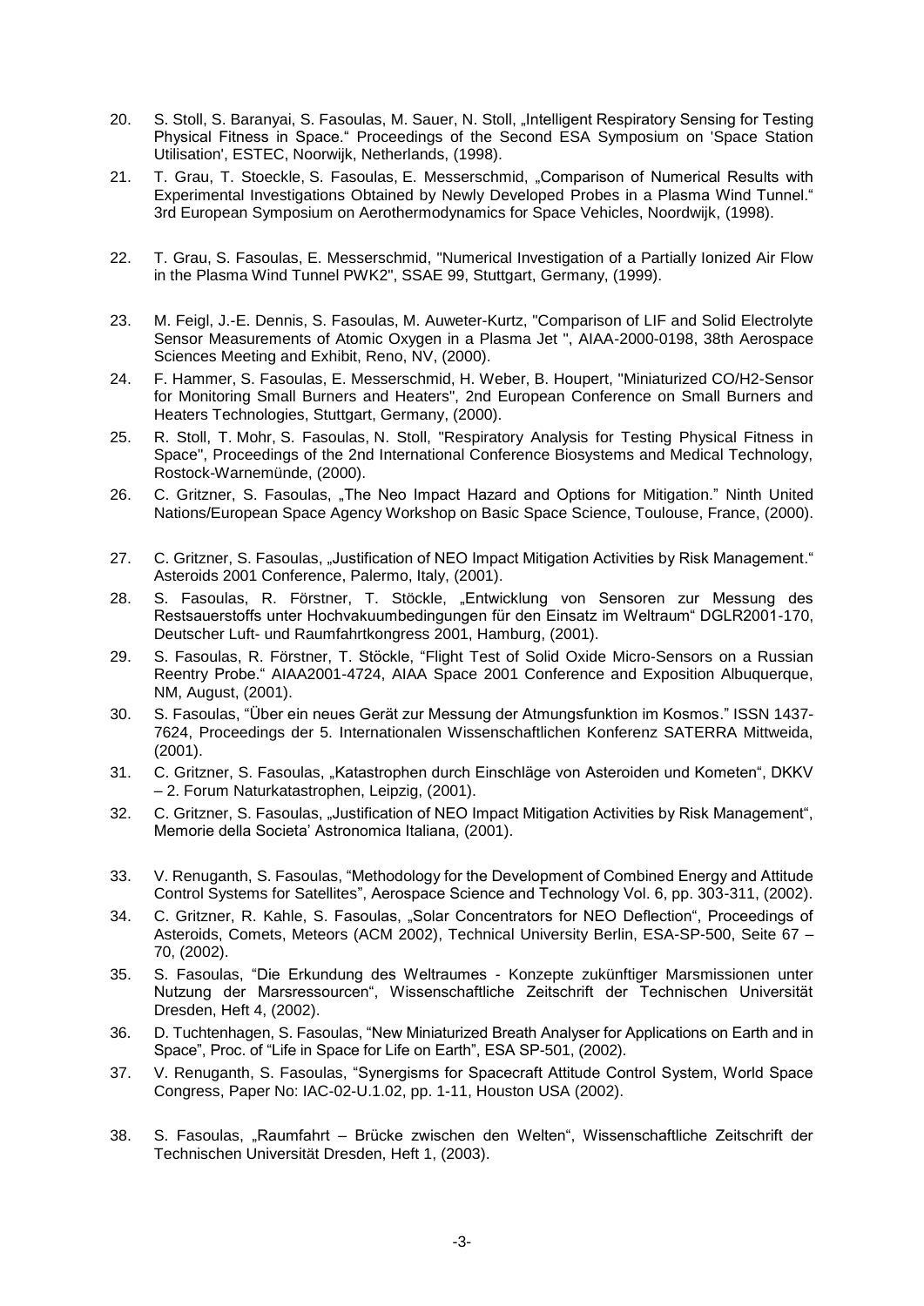20. S. Stoll, S. Baranyai, S. Fasoulas, M. Sauer, N. Stoll, „Intelligent Respiratory Sensing for Testing Physical Fitness in Space." Proceedings of the Second ESA Symposium on 'Space Station Utilisation', ESTEC, Noorwijk, Netherlands, (1998).
21. T. Grau, T. Stoeckle, S. Fasoulas, E. Messerschmid, „Comparison of Numerical Results with Experimental Investigations Obtained by Newly Developed Probes in a Plasma Wind Tunnel." 3rd European Symposium on Aerothermodynamics for Space Vehicles, Noordwijk, (1998).
22. T. Grau, S. Fasoulas, E. Messerschmid, "Numerical Investigation of a Partially Ionized Air Flow in the Plasma Wind Tunnel PWK2", SSAE 99, Stuttgart, Germany, (1999).
23. M. Feigl, J.-E. Dennis, S. Fasoulas, M. Auweter-Kurtz, "Comparison of LIF and Solid Electrolyte Sensor Measurements of Atomic Oxygen in a Plasma Jet ", AIAA-2000-0198, 38th Aerospace Sciences Meeting and Exhibit, Reno, NV, (2000).
24. F. Hammer, S. Fasoulas, E. Messerschmid, H. Weber, B. Houpert, "Miniaturized CO/H2-Sensor for Monitoring Small Burners and Heaters", 2nd European Conference on Small Burners and Heaters Technologies, Stuttgart, Germany, (2000).
25. R. Stoll, T. Mohr, S. Fasoulas, N. Stoll, "Respiratory Analysis for Testing Physical Fitness in Space", Proceedings of the 2nd International Conference Biosystems and Medical Technology, Rostock-Warnemünde, (2000).
26. C. Gritzner, S. Fasoulas, „The Neo Impact Hazard and Options for Mitigation." Ninth United Nations/European Space Agency Workshop on Basic Space Science, Toulouse, France, (2000).
27. C. Gritzner, S. Fasoulas, „Justification of NEO Impact Mitigation Activities by Risk Management." Asteroids 2001 Conference, Palermo, Italy, (2001).
28. S. Fasoulas, R. Förstner, T. Stöckle, „Entwicklung von Sensoren zur Messung des Restsauerstoffs unter Hochvakuumbedingungen für den Einsatz im Weltraum" DGLR2001-170, Deutscher Luft- und Raumfahrtkongress 2001, Hamburg, (2001).
29. S. Fasoulas, R. Förstner, T. Stöckle, "Flight Test of Solid Oxide Micro-Sensors on a Russian Reentry Probe." AIAA2001-4724, AIAA Space 2001 Conference and Exposition Albuquerque, NM, August, (2001).
30. S. Fasoulas, "Über ein neues Gerät zur Messung der Atmungsfunktion im Kosmos." ISSN 1437-7624, Proceedings der 5. Internationalen Wissenschaftlichen Konferenz SATERRA Mittweida, (2001).
31. C. Gritzner, S. Fasoulas, „Katastrophen durch Einschläge von Asteroiden und Kometen", DKKV – 2. Forum Naturkatastrophen, Leipzig, (2001).
32. C. Gritzner, S. Fasoulas, „Justification of NEO Impact Mitigation Activities by Risk Management", Memorie della Societa' Astronomica Italiana, (2001).
33. V. Renuganth, S. Fasoulas, "Methodology for the Development of Combined Energy and Attitude Control Systems for Satellites", Aerospace Science and Technology Vol. 6, pp. 303-311, (2002).
34. C. Gritzner, R. Kahle, S. Fasoulas, „Solar Concentrators for NEO Deflection", Proceedings of Asteroids, Comets, Meteors (ACM 2002), Technical University Berlin, ESA-SP-500, Seite 67 – 70, (2002).
35. S. Fasoulas, "Die Erkundung des Weltraumes - Konzepte zukünftiger Marsmissionen unter Nutzung der Marsressourcen", Wissenschaftliche Zeitschrift der Technischen Universität Dresden, Heft 4, (2002).
36. D. Tuchtenhagen, S. Fasoulas, "New Miniaturized Breath Analyser for Applications on Earth and in Space", Proc. of "Life in Space for Life on Earth", ESA SP-501, (2002).
37. V. Renuganth, S. Fasoulas, "Synergisms for Spacecraft Attitude Control System, World Space Congress, Paper No: IAC-02-U.1.02, pp. 1-11, Houston USA (2002).
38. S. Fasoulas, „Raumfahrt – Brücke zwischen den Welten", Wissenschaftliche Zeitschrift der Technischen Universität Dresden, Heft 1, (2003).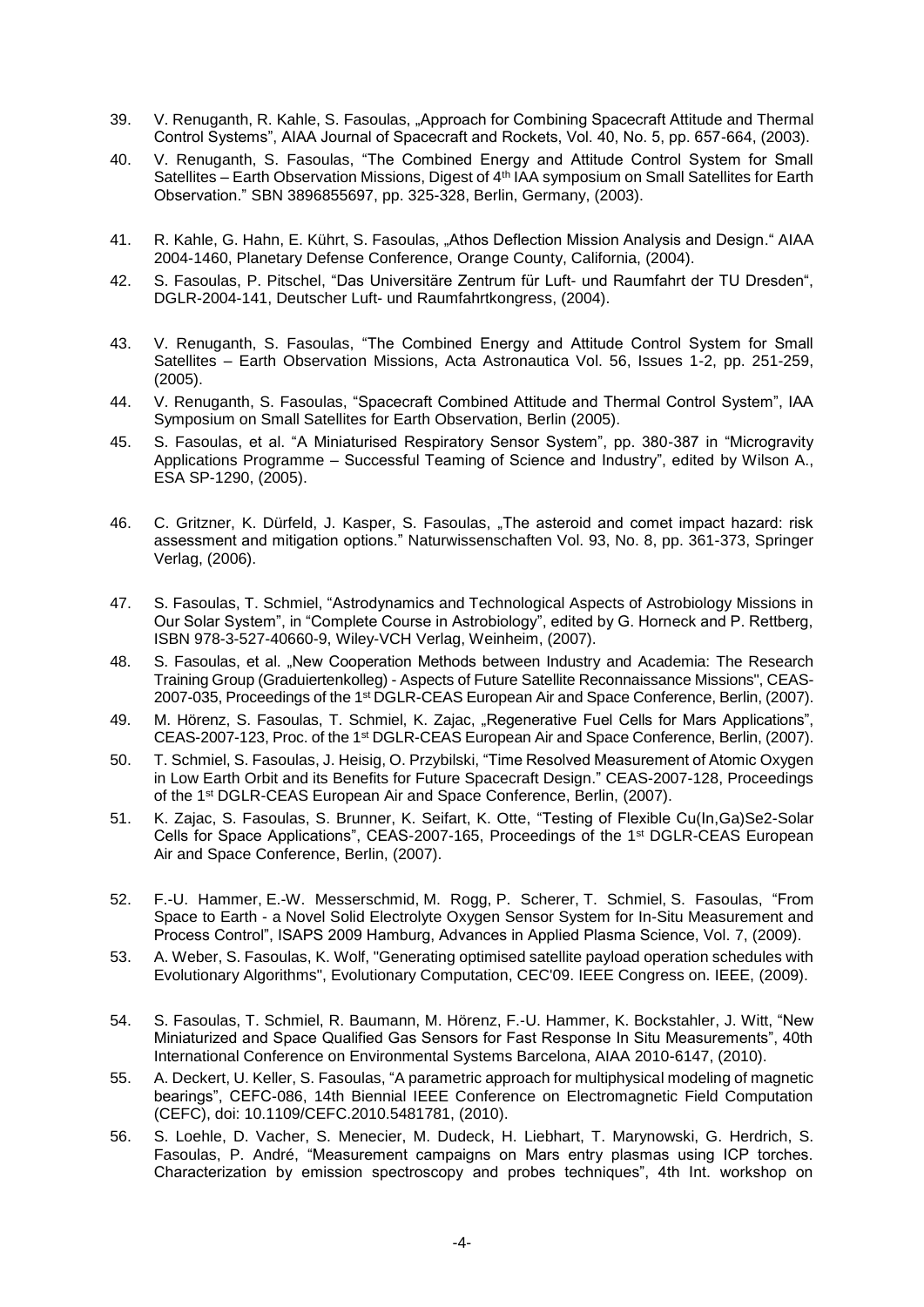39. V. Renuganth, R. Kahle, S. Fasoulas, „Approach for Combining Spacecraft Attitude and Thermal Control Systems", AIAA Journal of Spacecraft and Rockets, Vol. 40, No. 5, pp. 657-664, (2003).
40. V. Renuganth, S. Fasoulas, "The Combined Energy and Attitude Control System for Small Satellites – Earth Observation Missions, Digest of 4th IAA symposium on Small Satellites for Earth Observation." SBN 3896855697, pp. 325-328, Berlin, Germany, (2003).
41. R. Kahle, G. Hahn, E. Kührt, S. Fasoulas, „Athos Deflection Mission Analysis and Design." AIAA 2004-1460, Planetary Defense Conference, Orange County, California, (2004).
42. S. Fasoulas, P. Pitschel, "Das Universitäre Zentrum für Luft- und Raumfahrt der TU Dresden", DGLR-2004-141, Deutscher Luft- und Raumfahrtkongress, (2004).
43. V. Renuganth, S. Fasoulas, "The Combined Energy and Attitude Control System for Small Satellites – Earth Observation Missions, Acta Astronautica Vol. 56, Issues 1-2, pp. 251-259, (2005).
44. V. Renuganth, S. Fasoulas, "Spacecraft Combined Attitude and Thermal Control System", IAA Symposium on Small Satellites for Earth Observation, Berlin (2005).
45. S. Fasoulas, et al. "A Miniaturised Respiratory Sensor System", pp. 380-387 in "Microgravity Applications Programme – Successful Teaming of Science and Industry", edited by Wilson A., ESA SP-1290, (2005).
46. C. Gritzner, K. Dürfeld, J. Kasper, S. Fasoulas, „The asteroid and comet impact hazard: risk assessment and mitigation options." Naturwissenschaften Vol. 93, No. 8, pp. 361-373, Springer Verlag, (2006).
47. S. Fasoulas, T. Schmiel, "Astrodynamics and Technological Aspects of Astrobiology Missions in Our Solar System", in "Complete Course in Astrobiology", edited by G. Horneck and P. Rettberg, ISBN 978-3-527-40660-9, Wiley-VCH Verlag, Weinheim, (2007).
48. S. Fasoulas, et al. „New Cooperation Methods between Industry and Academia: The Research Training Group (Graduiertenkolleg) - Aspects of Future Satellite Reconnaissance Missions", CEAS-2007-035, Proceedings of the 1st DGLR-CEAS European Air and Space Conference, Berlin, (2007).
49. M. Hörenz, S. Fasoulas, T. Schmiel, K. Zajac, „Regenerative Fuel Cells for Mars Applications", CEAS-2007-123, Proc. of the 1st DGLR-CEAS European Air and Space Conference, Berlin, (2007).
50. T. Schmiel, S. Fasoulas, J. Heisig, O. Przybilski, "Time Resolved Measurement of Atomic Oxygen in Low Earth Orbit and its Benefits for Future Spacecraft Design." CEAS-2007-128, Proceedings of the 1st DGLR-CEAS European Air and Space Conference, Berlin, (2007).
51. K. Zajac, S. Fasoulas, S. Brunner, K. Seifart, K. Otte, "Testing of Flexible Cu(In,Ga)Se2-Solar Cells for Space Applications", CEAS-2007-165, Proceedings of the 1st DGLR-CEAS European Air and Space Conference, Berlin, (2007).
52. F.-U. Hammer, E.-W. Messerschmid, M. Rogg, P. Scherer, T. Schmiel, S. Fasoulas, "From Space to Earth - a Novel Solid Electrolyte Oxygen Sensor System for In-Situ Measurement and Process Control", ISAPS 2009 Hamburg, Advances in Applied Plasma Science, Vol. 7, (2009).
53. A. Weber, S. Fasoulas, K. Wolf, "Generating optimised satellite payload operation schedules with Evolutionary Algorithms", Evolutionary Computation, CEC'09. IEEE Congress on. IEEE, (2009).
54. S. Fasoulas, T. Schmiel, R. Baumann, M. Hörenz, F.-U. Hammer, K. Bockstahler, J. Witt, "New Miniaturized and Space Qualified Gas Sensors for Fast Response In Situ Measurements", 40th International Conference on Environmental Systems Barcelona, AIAA 2010-6147, (2010).
55. A. Deckert, U. Keller, S. Fasoulas, "A parametric approach for multiphysical modeling of magnetic bearings", CEFC-086, 14th Biennial IEEE Conference on Electromagnetic Field Computation (CEFC), doi: 10.1109/CEFC.2010.5481781, (2010).
56. S. Loehle, D. Vacher, S. Menecier, M. Dudeck, H. Liebhart, T. Marynowski, G. Herdrich, S. Fasoulas, P. André, "Measurement campaigns on Mars entry plasmas using ICP torches. Characterization by emission spectroscopy and probes techniques", 4th Int. workshop on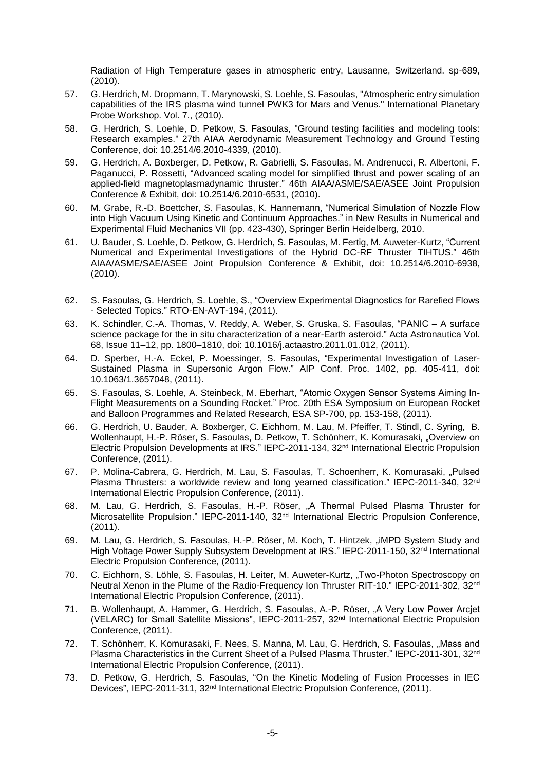Radiation of High Temperature gases in atmospheric entry, Lausanne, Switzerland. sp-689, (2010).

57. G. Herdrich, M. Dropmann, T. Marynowski, S. Loehle, S. Fasoulas, "Atmospheric entry simulation capabilities of the IRS plasma wind tunnel PWK3 for Mars and Venus." International Planetary Probe Workshop. Vol. 7., (2010).
58. G. Herdrich, S. Loehle, D. Petkow, S. Fasoulas, "Ground testing facilities and modeling tools: Research examples." 27th AIAA Aerodynamic Measurement Technology and Ground Testing Conference, doi: 10.2514/6.2010-4339, (2010).
59. G. Herdrich, A. Boxberger, D. Petkow, R. Gabrielli, S. Fasoulas, M. Andrenucci, R. Albertoni, F. Paganucci, P. Rossetti, "Advanced scaling model for simplified thrust and power scaling of an applied-field magnetoplasmadynamic thruster." 46th AIAA/ASME/SAE/ASEE Joint Propulsion Conference & Exhibit, doi: 10.2514/6.2010-6531, (2010).
60. M. Grabe, R.-D. Boettcher, S. Fasoulas, K. Hannemann, "Numerical Simulation of Nozzle Flow into High Vacuum Using Kinetic and Continuum Approaches." in New Results in Numerical and Experimental Fluid Mechanics VII (pp. 423-430), Springer Berlin Heidelberg, 2010.
61. U. Bauder, S. Loehle, D. Petkow, G. Herdrich, S. Fasoulas, M. Fertig, M. Auweter-Kurtz, "Current Numerical and Experimental Investigations of the Hybrid DC-RF Thruster TIHTUS." 46th AIAA/ASME/SAE/ASEE Joint Propulsion Conference & Exhibit, doi: 10.2514/6.2010-6938, (2010).
62. S. Fasoulas, G. Herdrich, S. Loehle, S., "Overview Experimental Diagnostics for Rarefied Flows - Selected Topics." RTO-EN-AVT-194, (2011).
63. K. Schindler, C.-A. Thomas, V. Reddy, A. Weber, S. Gruska, S. Fasoulas, "PANIC – A surface science package for the in situ characterization of a near-Earth asteroid." Acta Astronautica Vol. 68, Issue 11–12, pp. 1800–1810, doi: 10.1016/j.actaastro.2011.01.012, (2011).
64. D. Sperber, H.-A. Eckel, P. Moessinger, S. Fasoulas, "Experimental Investigation of Laser-Sustained Plasma in Supersonic Argon Flow." AIP Conf. Proc. 1402, pp. 405-411, doi: 10.1063/1.3657048, (2011).
65. S. Fasoulas, S. Loehle, A. Steinbeck, M. Eberhart, "Atomic Oxygen Sensor Systems Aiming In-Flight Measurements on a Sounding Rocket." Proc. 20th ESA Symposium on European Rocket and Balloon Programmes and Related Research, ESA SP-700, pp. 153-158, (2011).
66. G. Herdrich, U. Bauder, A. Boxberger, C. Eichhorn, M. Lau, M. Pfeiffer, T. Stindl, C. Syring, B. Wollenhaupt, H.-P. Röser, S. Fasoulas, D. Petkow, T. Schönherr, K. Komurasaki, „Overview on Electric Propulsion Developments at IRS." IEPC-2011-134, 32nd International Electric Propulsion Conference, (2011).
67. P. Molina-Cabrera, G. Herdrich, M. Lau, S. Fasoulas, T. Schoenherr, K. Komurasaki, „Pulsed Plasma Thrusters: a worldwide review and long yearned classification." IEPC-2011-340, 32nd International Electric Propulsion Conference, (2011).
68. M. Lau, G. Herdrich, S. Fasoulas, H.-P. Röser, „A Thermal Pulsed Plasma Thruster for Microsatellite Propulsion." IEPC-2011-140, 32nd International Electric Propulsion Conference, (2011).
69. M. Lau, G. Herdrich, S. Fasoulas, H.-P. Röser, M. Koch, T. Hintzek, „iMPD System Study and High Voltage Power Supply Subsystem Development at IRS." IEPC-2011-150, 32nd International Electric Propulsion Conference, (2011).
70. C. Eichhorn, S. Löhle, S. Fasoulas, H. Leiter, M. Auweter-Kurtz, „Two-Photon Spectroscopy on Neutral Xenon in the Plume of the Radio-Frequency Ion Thruster RIT-10." IEPC-2011-302, 32nd International Electric Propulsion Conference, (2011).
71. B. Wollenhaupt, A. Hammer, G. Herdrich, S. Fasoulas, A.-P. Röser, „A Very Low Power Arcjet (VELARC) for Small Satellite Missions", IEPC-2011-257, 32nd International Electric Propulsion Conference, (2011).
72. T. Schönherr, K. Komurasaki, F. Nees, S. Manna, M. Lau, G. Herdrich, S. Fasoulas, „Mass and Plasma Characteristics in the Current Sheet of a Pulsed Plasma Thruster." IEPC-2011-301, 32nd International Electric Propulsion Conference, (2011).
73. D. Petkow, G. Herdrich, S. Fasoulas, "On the Kinetic Modeling of Fusion Processes in IEC Devices", IEPC-2011-311, 32nd International Electric Propulsion Conference, (2011).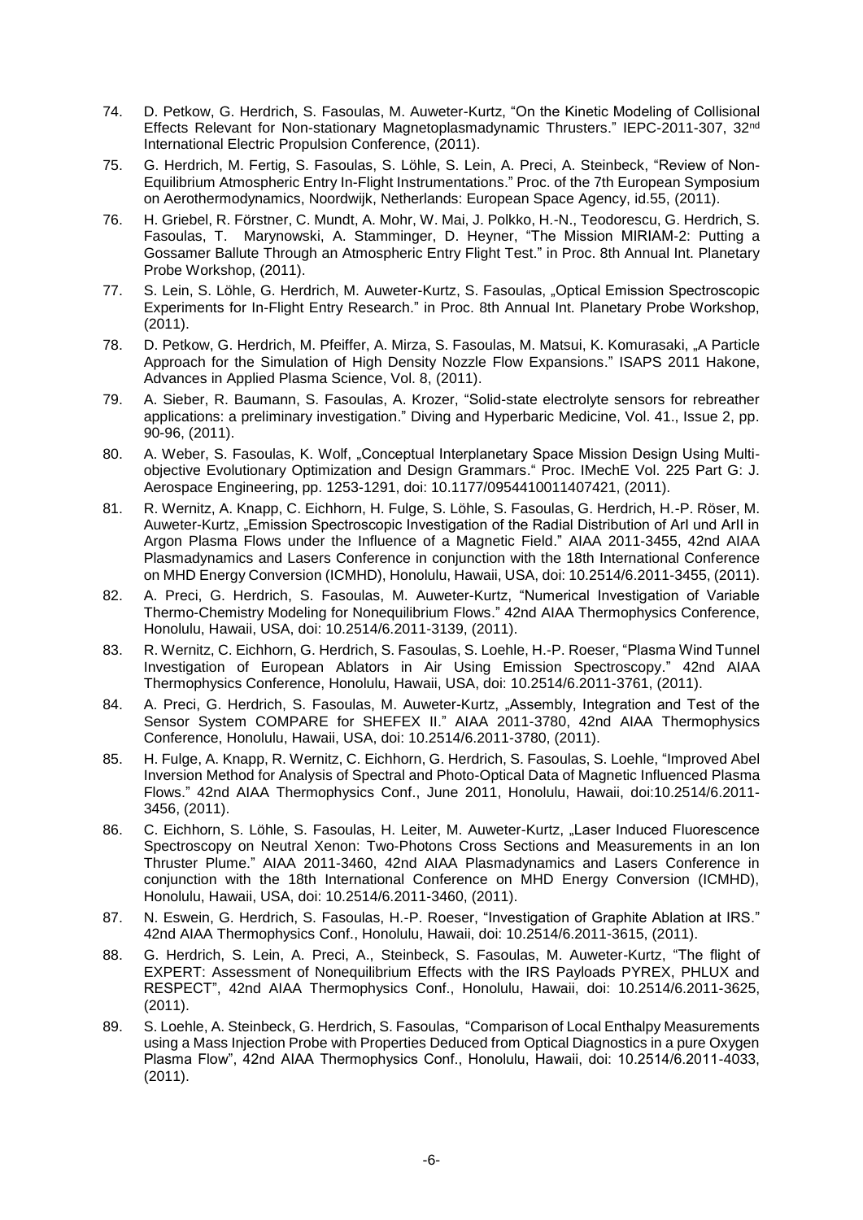74. D. Petkow, G. Herdrich, S. Fasoulas, M. Auweter-Kurtz, "On the Kinetic Modeling of Collisional Effects Relevant for Non-stationary Magnetoplasmadynamic Thrusters." IEPC-2011-307, 32nd International Electric Propulsion Conference, (2011).

75. G. Herdrich, M. Fertig, S. Fasoulas, S. Löhle, S. Lein, A. Preci, A. Steinbeck, "Review of Non-Equilibrium Atmospheric Entry In-Flight Instrumentations." Proc. of the 7th European Symposium on Aerothermodynamics, Noordwijk, Netherlands: European Space Agency, id.55, (2011).

76. H. Griebel, R. Förstner, C. Mundt, A. Mohr, W. Mai, J. Polkko, H.-N., Teodorescu, G. Herdrich, S. Fasoulas, T. Marynowski, A. Stamminger, D. Heyner, "The Mission MIRIAM-2: Putting a Gossamer Ballute Through an Atmospheric Entry Flight Test." in Proc. 8th Annual Int. Planetary Probe Workshop, (2011).

77. S. Lein, S. Löhle, G. Herdrich, M. Auweter-Kurtz, S. Fasoulas, „Optical Emission Spectroscopic Experiments for In-Flight Entry Research." in Proc. 8th Annual Int. Planetary Probe Workshop, (2011).

78. D. Petkow, G. Herdrich, M. Pfeiffer, A. Mirza, S. Fasoulas, M. Matsui, K. Komurasaki, „A Particle Approach for the Simulation of High Density Nozzle Flow Expansions." ISAPS 2011 Hakone, Advances in Applied Plasma Science, Vol. 8, (2011).

79. A. Sieber, R. Baumann, S. Fasoulas, A. Krozer, "Solid-state electrolyte sensors for rebreather applications: a preliminary investigation." Diving and Hyperbaric Medicine, Vol. 41., Issue 2, pp. 90-96, (2011).

80. A. Weber, S. Fasoulas, K. Wolf, „Conceptual Interplanetary Space Mission Design Using Multi-objective Evolutionary Optimization and Design Grammars." Proc. IMechE Vol. 225 Part G: J. Aerospace Engineering, pp. 1253-1291, doi: 10.1177/0954410011407421, (2011).

81. R. Wernitz, A. Knapp, C. Eichhorn, H. Fulge, S. Löhle, S. Fasoulas, G. Herdrich, H.-P. Röser, M. Auweter-Kurtz, „Emission Spectroscopic Investigation of the Radial Distribution of ArI und ArII in Argon Plasma Flows under the Influence of a Magnetic Field." AIAA 2011-3455, 42nd AIAA Plasmadynamics and Lasers Conference in conjunction with the 18th International Conference on MHD Energy Conversion (ICMHD), Honolulu, Hawaii, USA, doi: 10.2514/6.2011-3455, (2011).

82. A. Preci, G. Herdrich, S. Fasoulas, M. Auweter-Kurtz, "Numerical Investigation of Variable Thermo-Chemistry Modeling for Nonequilibrium Flows." 42nd AIAA Thermophysics Conference, Honolulu, Hawaii, USA, doi: 10.2514/6.2011-3139, (2011).

83. R. Wernitz, C. Eichhorn, G. Herdrich, S. Fasoulas, S. Loehle, H.-P. Roeser, "Plasma Wind Tunnel Investigation of European Ablators in Air Using Emission Spectroscopy." 42nd AIAA Thermophysics Conference, Honolulu, Hawaii, USA, doi: 10.2514/6.2011-3761, (2011).

84. A. Preci, G. Herdrich, S. Fasoulas, M. Auweter-Kurtz, „Assembly, Integration and Test of the Sensor System COMPARE for SHEFEX II." AIAA 2011-3780, 42nd AIAA Thermophysics Conference, Honolulu, Hawaii, USA, doi: 10.2514/6.2011-3780, (2011).

85. H. Fulge, A. Knapp, R. Wernitz, C. Eichhorn, G. Herdrich, S. Fasoulas, S. Loehle, "Improved Abel Inversion Method for Analysis of Spectral and Photo-Optical Data of Magnetic Influenced Plasma Flows." 42nd AIAA Thermophysics Conf., June 2011, Honolulu, Hawaii, doi:10.2514/6.2011-3456, (2011).

86. C. Eichhorn, S. Löhle, S. Fasoulas, H. Leiter, M. Auweter-Kurtz, „Laser Induced Fluorescence Spectroscopy on Neutral Xenon: Two-Photons Cross Sections and Measurements in an Ion Thruster Plume." AIAA 2011-3460, 42nd AIAA Plasmadynamics and Lasers Conference in conjunction with the 18th International Conference on MHD Energy Conversion (ICMHD), Honolulu, Hawaii, USA, doi: 10.2514/6.2011-3460, (2011).

87. N. Eswein, G. Herdrich, S. Fasoulas, H.-P. Roeser, "Investigation of Graphite Ablation at IRS." 42nd AIAA Thermophysics Conf., Honolulu, Hawaii, doi: 10.2514/6.2011-3615, (2011).

88. G. Herdrich, S. Lein, A. Preci, A., Steinbeck, S. Fasoulas, M. Auweter-Kurtz, "The flight of EXPERT: Assessment of Nonequilibrium Effects with the IRS Payloads PYREX, PHLUX and RESPECT", 42nd AIAA Thermophysics Conf., Honolulu, Hawaii, doi: 10.2514/6.2011-3625, (2011).

89. S. Loehle, A. Steinbeck, G. Herdrich, S. Fasoulas, "Comparison of Local Enthalpy Measurements using a Mass Injection Probe with Properties Deduced from Optical Diagnostics in a pure Oxygen Plasma Flow", 42nd AIAA Thermophysics Conf., Honolulu, Hawaii, doi: 10.2514/6.2011-4033, (2011).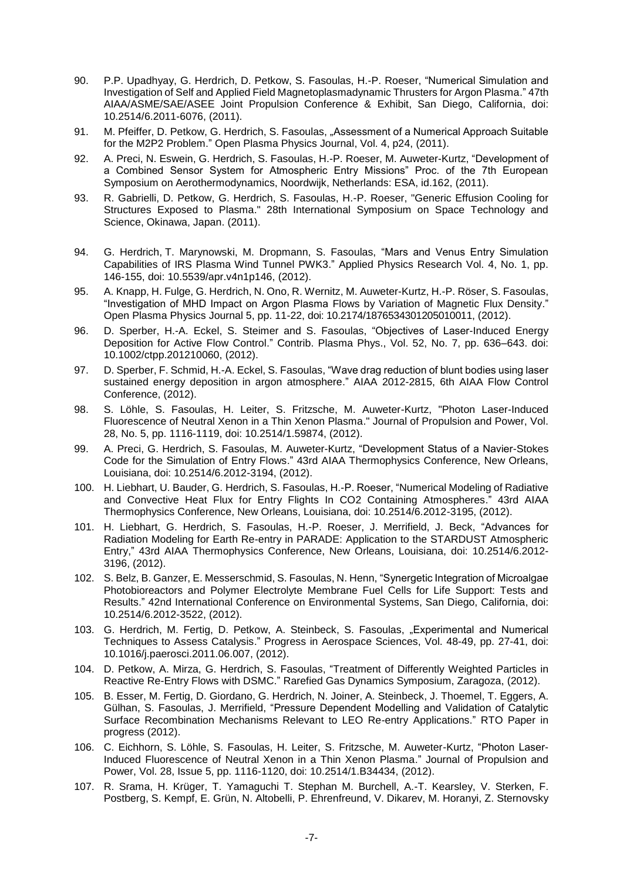90. P.P. Upadhyay, G. Herdrich, D. Petkow, S. Fasoulas, H.-P. Roeser, "Numerical Simulation and Investigation of Self and Applied Field Magnetoplasmadynamic Thrusters for Argon Plasma." 47th AIAA/ASME/SAE/ASEE Joint Propulsion Conference & Exhibit, San Diego, California, doi: 10.2514/6.2011-6076, (2011).

91. M. Pfeiffer, D. Petkow, G. Herdrich, S. Fasoulas, „Assessment of a Numerical Approach Suitable for the M2P2 Problem." Open Plasma Physics Journal, Vol. 4, p24, (2011).

92. A. Preci, N. Eswein, G. Herdrich, S. Fasoulas, H.-P. Roeser, M. Auweter-Kurtz, "Development of a Combined Sensor System for Atmospheric Entry Missions" Proc. of the 7th European Symposium on Aerothermodynamics, Noordwijk, Netherlands: ESA, id.162, (2011).

93. R. Gabrielli, D. Petkow, G. Herdrich, S. Fasoulas, H.-P. Roeser, "Generic Effusion Cooling for Structures Exposed to Plasma." 28th International Symposium on Space Technology and Science, Okinawa, Japan. (2011).

94. G. Herdrich, T. Marynowski, M. Dropmann, S. Fasoulas, "Mars and Venus Entry Simulation Capabilities of IRS Plasma Wind Tunnel PWK3." Applied Physics Research Vol. 4, No. 1, pp. 146-155, doi: 10.5539/apr.v4n1p146, (2012).

95. A. Knapp, H. Fulge, G. Herdrich, N. Ono, R. Wernitz, M. Auweter-Kurtz, H.-P. Röser, S. Fasoulas, "Investigation of MHD Impact on Argon Plasma Flows by Variation of Magnetic Flux Density." Open Plasma Physics Journal 5, pp. 11-22, doi: 10.2174/1876534301205010011, (2012).

96. D. Sperber, H.-A. Eckel, S. Steimer and S. Fasoulas, "Objectives of Laser-Induced Energy Deposition for Active Flow Control." Contrib. Plasma Phys., Vol. 52, No. 7, pp. 636–643. doi: 10.1002/ctpp.201210060, (2012).

97. D. Sperber, F. Schmid, H.-A. Eckel, S. Fasoulas, "Wave drag reduction of blunt bodies using laser sustained energy deposition in argon atmosphere." AIAA 2012-2815, 6th AIAA Flow Control Conference, (2012).

98. S. Löhle, S. Fasoulas, H. Leiter, S. Fritzsche, M. Auweter-Kurtz, "Photon Laser-Induced Fluorescence of Neutral Xenon in a Thin Xenon Plasma." Journal of Propulsion and Power, Vol. 28, No. 5, pp. 1116-1119, doi: 10.2514/1.59874, (2012).

99. A. Preci, G. Herdrich, S. Fasoulas, M. Auweter-Kurtz, "Development Status of a Navier-Stokes Code for the Simulation of Entry Flows." 43rd AIAA Thermophysics Conference, New Orleans, Louisiana, doi: 10.2514/6.2012-3194, (2012).

100. H. Liebhart, U. Bauder, G. Herdrich, S. Fasoulas, H.-P. Roeser, "Numerical Modeling of Radiative and Convective Heat Flux for Entry Flights In CO2 Containing Atmospheres." 43rd AIAA Thermophysics Conference, New Orleans, Louisiana, doi: 10.2514/6.2012-3195, (2012).

101. H. Liebhart, G. Herdrich, S. Fasoulas, H.-P. Roeser, J. Merrifield, J. Beck, "Advances for Radiation Modeling for Earth Re-entry in PARADE: Application to the STARDUST Atmospheric Entry," 43rd AIAA Thermophysics Conference, New Orleans, Louisiana, doi: 10.2514/6.2012-3196, (2012).

102. S. Belz, B. Ganzer, E. Messerschmid, S. Fasoulas, N. Henn, "Synergetic Integration of Microalgae Photobioreactors and Polymer Electrolyte Membrane Fuel Cells for Life Support: Tests and Results." 42nd International Conference on Environmental Systems, San Diego, California, doi: 10.2514/6.2012-3522, (2012).

103. G. Herdrich, M. Fertig, D. Petkow, A. Steinbeck, S. Fasoulas, „Experimental and Numerical Techniques to Assess Catalysis." Progress in Aerospace Sciences, Vol. 48-49, pp. 27-41, doi: 10.1016/j.paerosci.2011.06.007, (2012).

104. D. Petkow, A. Mirza, G. Herdrich, S. Fasoulas, "Treatment of Differently Weighted Particles in Reactive Re-Entry Flows with DSMC." Rarefied Gas Dynamics Symposium, Zaragoza, (2012).

105. B. Esser, M. Fertig, D. Giordano, G. Herdrich, N. Joiner, A. Steinbeck, J. Thoemel, T. Eggers, A. Gülhan, S. Fasoulas, J. Merrifield, "Pressure Dependent Modelling and Validation of Catalytic Surface Recombination Mechanisms Relevant to LEO Re-entry Applications." RTO Paper in progress (2012).

106. C. Eichhorn, S. Löhle, S. Fasoulas, H. Leiter, S. Fritzsche, M. Auweter-Kurtz, "Photon Laser-Induced Fluorescence of Neutral Xenon in a Thin Xenon Plasma." Journal of Propulsion and Power, Vol. 28, Issue 5, pp. 1116-1120, doi: 10.2514/1.B34434, (2012).

107. R. Srama, H. Krüger, T. Yamaguchi T. Stephan M. Burchell, A.-T. Kearsley, V. Sterken, F. Postberg, S. Kempf, E. Grün, N. Altobelli, P. Ehrenfreund, V. Dikarev, M. Horanyi, Z. Sternovsky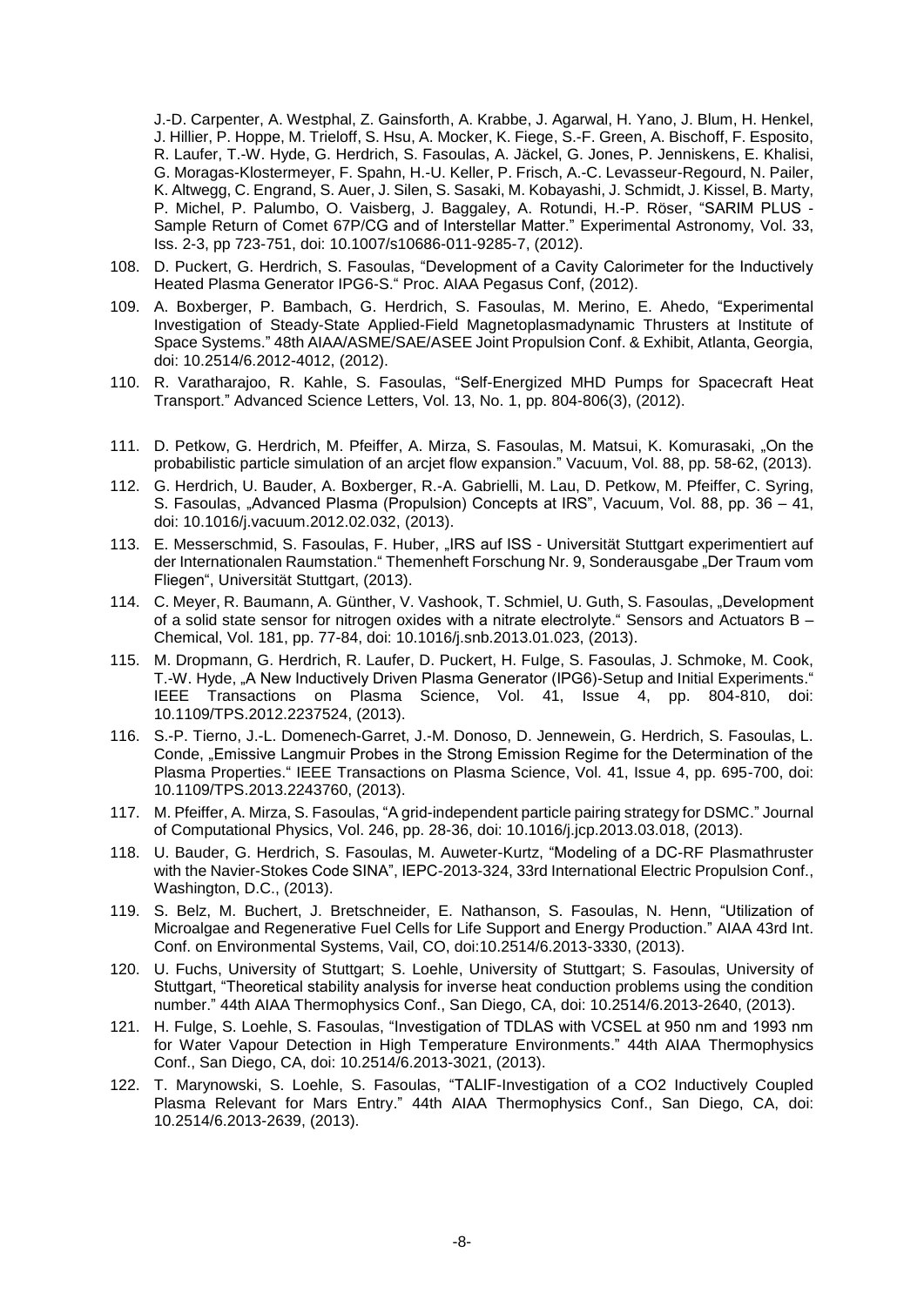J.-D. Carpenter, A. Westphal, Z. Gainsforth, A. Krabbe, J. Agarwal, H. Yano, J. Blum, H. Henkel, J. Hillier, P. Hoppe, M. Trieloff, S. Hsu, A. Mocker, K. Fiege, S.-F. Green, A. Bischoff, F. Esposito, R. Laufer, T.-W. Hyde, G. Herdrich, S. Fasoulas, A. Jäckel, G. Jones, P. Jenniskens, E. Khalisi, G. Moragas-Klostermeyer, F. Spahn, H.-U. Keller, P. Frisch, A.-C. Levasseur-Regourd, N. Pailer, K. Altwegg, C. Engrand, S. Auer, J. Silen, S. Sasaki, M. Kobayashi, J. Schmidt, J. Kissel, B. Marty, P. Michel, P. Palumbo, O. Vaisberg, J. Baggaley, A. Rotundi, H.-P. Röser, "SARIM PLUS - Sample Return of Comet 67P/CG and of Interstellar Matter." Experimental Astronomy, Vol. 33, Iss. 2-3, pp 723-751, doi: 10.1007/s10686-011-9285-7, (2012).

108. D. Puckert, G. Herdrich, S. Fasoulas, "Development of a Cavity Calorimeter for the Inductively Heated Plasma Generator IPG6-S." Proc. AIAA Pegasus Conf, (2012).
109. A. Boxberger, P. Bambach, G. Herdrich, S. Fasoulas, M. Merino, E. Ahedo, "Experimental Investigation of Steady-State Applied-Field Magnetoplasmadynamic Thrusters at Institute of Space Systems." 48th AIAA/ASME/SAE/ASEE Joint Propulsion Conf. & Exhibit, Atlanta, Georgia, doi: 10.2514/6.2012-4012, (2012).
110. R. Varatharajoo, R. Kahle, S. Fasoulas, "Self-Energized MHD Pumps for Spacecraft Heat Transport." Advanced Science Letters, Vol. 13, No. 1, pp. 804-806(3), (2012).
111. D. Petkow, G. Herdrich, M. Pfeiffer, A. Mirza, S. Fasoulas, M. Matsui, K. Komurasaki, „On the probabilistic particle simulation of an arcjet flow expansion." Vacuum, Vol. 88, pp. 58-62, (2013).
112. G. Herdrich, U. Bauder, A. Boxberger, R.-A. Gabrielli, M. Lau, D. Petkow, M. Pfeiffer, C. Syring, S. Fasoulas, „Advanced Plasma (Propulsion) Concepts at IRS", Vacuum, Vol. 88, pp. 36 – 41, doi: 10.1016/j.vacuum.2012.02.032, (2013).
113. E. Messerschmid, S. Fasoulas, F. Huber, „IRS auf ISS - Universität Stuttgart experimentiert auf der Internationalen Raumstation." Themenheft Forschung Nr. 9, Sonderausgabe „Der Traum vom Fliegen", Universität Stuttgart, (2013).
114. C. Meyer, R. Baumann, A. Günther, V. Vashook, T. Schmiel, U. Guth, S. Fasoulas, „Development of a solid state sensor for nitrogen oxides with a nitrate electrolyte." Sensors and Actuators B – Chemical, Vol. 181, pp. 77-84, doi: 10.1016/j.snb.2013.01.023, (2013).
115. M. Dropmann, G. Herdrich, R. Laufer, D. Puckert, H. Fulge, S. Fasoulas, J. Schmoke, M. Cook, T.-W. Hyde, „A New Inductively Driven Plasma Generator (IPG6)-Setup and Initial Experiments." IEEE Transactions on Plasma Science, Vol. 41, Issue 4, pp. 804-810, doi: 10.1109/TPS.2012.2237524, (2013).
116. S.-P. Tierno, J.-L. Domenech-Garret, J.-M. Donoso, D. Jennewein, G. Herdrich, S. Fasoulas, L. Conde, „Emissive Langmuir Probes in the Strong Emission Regime for the Determination of the Plasma Properties." IEEE Transactions on Plasma Science, Vol. 41, Issue 4, pp. 695-700, doi: 10.1109/TPS.2013.2243760, (2013).
117. M. Pfeiffer, A. Mirza, S. Fasoulas, "A grid-independent particle pairing strategy for DSMC." Journal of Computational Physics, Vol. 246, pp. 28-36, doi: 10.1016/j.jcp.2013.03.018, (2013).
118. U. Bauder, G. Herdrich, S. Fasoulas, M. Auweter-Kurtz, "Modeling of a DC-RF Plasmathruster with the Navier-Stokes Code SINA", IEPC-2013-324, 33rd International Electric Propulsion Conf., Washington, D.C., (2013).
119. S. Belz, M. Buchert, J. Bretschneider, E. Nathanson, S. Fasoulas, N. Henn, "Utilization of Microalgae and Regenerative Fuel Cells for Life Support and Energy Production." AIAA 43rd Int. Conf. on Environmental Systems, Vail, CO, doi:10.2514/6.2013-3330, (2013).
120. U. Fuchs, University of Stuttgart; S. Loehle, University of Stuttgart; S. Fasoulas, University of Stuttgart, "Theoretical stability analysis for inverse heat conduction problems using the condition number." 44th AIAA Thermophysics Conf., San Diego, CA, doi: 10.2514/6.2013-2640, (2013).
121. H. Fulge, S. Loehle, S. Fasoulas, "Investigation of TDLAS with VCSEL at 950 nm and 1993 nm for Water Vapour Detection in High Temperature Environments." 44th AIAA Thermophysics Conf., San Diego, CA, doi: 10.2514/6.2013-3021, (2013).
122. T. Marynowski, S. Loehle, S. Fasoulas, "TALIF-Investigation of a CO2 Inductively Coupled Plasma Relevant for Mars Entry." 44th AIAA Thermophysics Conf., San Diego, CA, doi: 10.2514/6.2013-2639, (2013).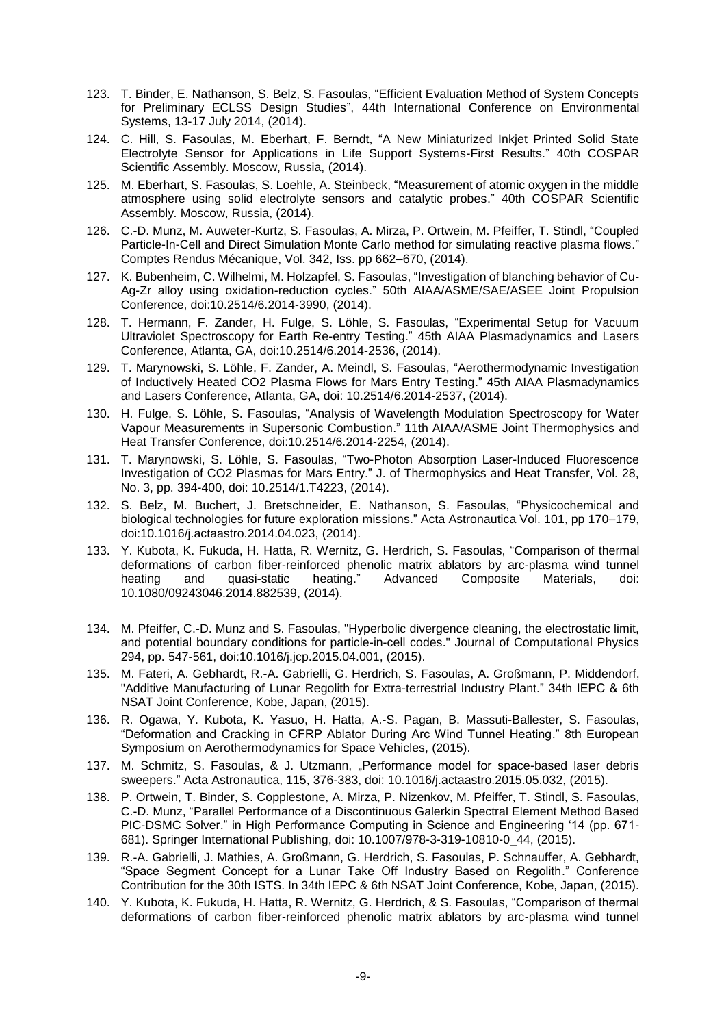123. T. Binder, E. Nathanson, S. Belz, S. Fasoulas, "Efficient Evaluation Method of System Concepts for Preliminary ECLSS Design Studies", 44th International Conference on Environmental Systems, 13-17 July 2014, (2014).
124. C. Hill, S. Fasoulas, M. Eberhart, F. Berndt, "A New Miniaturized Inkjet Printed Solid State Electrolyte Sensor for Applications in Life Support Systems-First Results." 40th COSPAR Scientific Assembly. Moscow, Russia, (2014).
125. M. Eberhart, S. Fasoulas, S. Loehle, A. Steinbeck, "Measurement of atomic oxygen in the middle atmosphere using solid electrolyte sensors and catalytic probes." 40th COSPAR Scientific Assembly. Moscow, Russia, (2014).
126. C.-D. Munz, M. Auweter-Kurtz, S. Fasoulas, A. Mirza, P. Ortwein, M. Pfeiffer, T. Stindl, "Coupled Particle-In-Cell and Direct Simulation Monte Carlo method for simulating reactive plasma flows." Comptes Rendus Mécanique, Vol. 342, Iss. pp 662–670, (2014).
127. K. Bubenheim, C. Wilhelmi, M. Holzapfel, S. Fasoulas, "Investigation of blanching behavior of Cu-Ag-Zr alloy using oxidation-reduction cycles." 50th AIAA/ASME/SAE/ASEE Joint Propulsion Conference, doi:10.2514/6.2014-3990, (2014).
128. T. Hermann, F. Zander, H. Fulge, S. Löhle, S. Fasoulas, "Experimental Setup for Vacuum Ultraviolet Spectroscopy for Earth Re-entry Testing." 45th AIAA Plasmadynamics and Lasers Conference, Atlanta, GA, doi:10.2514/6.2014-2536, (2014).
129. T. Marynowski, S. Löhle, F. Zander, A. Meindl, S. Fasoulas, "Aerothermodynamic Investigation of Inductively Heated CO2 Plasma Flows for Mars Entry Testing." 45th AIAA Plasmadynamics and Lasers Conference, Atlanta, GA, doi: 10.2514/6.2014-2537, (2014).
130. H. Fulge, S. Löhle, S. Fasoulas, "Analysis of Wavelength Modulation Spectroscopy for Water Vapour Measurements in Supersonic Combustion." 11th AIAA/ASME Joint Thermophysics and Heat Transfer Conference, doi:10.2514/6.2014-2254, (2014).
131. T. Marynowski, S. Löhle, S. Fasoulas, "Two-Photon Absorption Laser-Induced Fluorescence Investigation of CO2 Plasmas for Mars Entry." J. of Thermophysics and Heat Transfer, Vol. 28, No. 3, pp. 394-400, doi: 10.2514/1.T4223, (2014).
132. S. Belz, M. Buchert, J. Bretschneider, E. Nathanson, S. Fasoulas, "Physicochemical and biological technologies for future exploration missions." Acta Astronautica Vol. 101, pp 170–179, doi:10.1016/j.actaastro.2014.04.023, (2014).
133. Y. Kubota, K. Fukuda, H. Hatta, R. Wernitz, G. Herdrich, S. Fasoulas, "Comparison of thermal deformations of carbon fiber-reinforced phenolic matrix ablators by arc-plasma wind tunnel heating and quasi-static heating." Advanced Composite Materials, doi: 10.1080/09243046.2014.882539, (2014).
134. M. Pfeiffer, C.-D. Munz and S. Fasoulas, "Hyperbolic divergence cleaning, the electrostatic limit, and potential boundary conditions for particle-in-cell codes." Journal of Computational Physics 294, pp. 547-561, doi:10.1016/j.jcp.2015.04.001, (2015).
135. M. Fateri, A. Gebhardt, R.-A. Gabrielli, G. Herdrich, S. Fasoulas, A. Großmann, P. Middendorf, "Additive Manufacturing of Lunar Regolith for Extra-terrestrial Industry Plant." 34th IEPC & 6th NSAT Joint Conference, Kobe, Japan, (2015).
136. R. Ogawa, Y. Kubota, K. Yasuo, H. Hatta, A.-S. Pagan, B. Massuti-Ballester, S. Fasoulas, "Deformation and Cracking in CFRP Ablator During Arc Wind Tunnel Heating." 8th European Symposium on Aerothermodynamics for Space Vehicles, (2015).
137. M. Schmitz, S. Fasoulas, & J. Utzmann, „Performance model for space-based laser debris sweepers." Acta Astronautica, 115, 376-383, doi: 10.1016/j.actaastro.2015.05.032, (2015).
138. P. Ortwein, T. Binder, S. Copplestone, A. Mirza, P. Nizenkov, M. Pfeiffer, T. Stindl, S. Fasoulas, C.-D. Munz, "Parallel Performance of a Discontinuous Galerkin Spectral Element Method Based PIC-DSMC Solver." in High Performance Computing in Science and Engineering '14 (pp. 671-681). Springer International Publishing, doi: 10.1007/978-3-319-10810-0_44, (2015).
139. R.-A. Gabrielli, J. Mathies, A. Großmann, G. Herdrich, S. Fasoulas, P. Schnauffer, A. Gebhardt, "Space Segment Concept for a Lunar Take Off Industry Based on Regolith." Conference Contribution for the 30th ISTS. In 34th IEPC & 6th NSAT Joint Conference, Kobe, Japan, (2015).
140. Y. Kubota, K. Fukuda, H. Hatta, R. Wernitz, G. Herdrich, & S. Fasoulas, "Comparison of thermal deformations of carbon fiber-reinforced phenolic matrix ablators by arc-plasma wind tunnel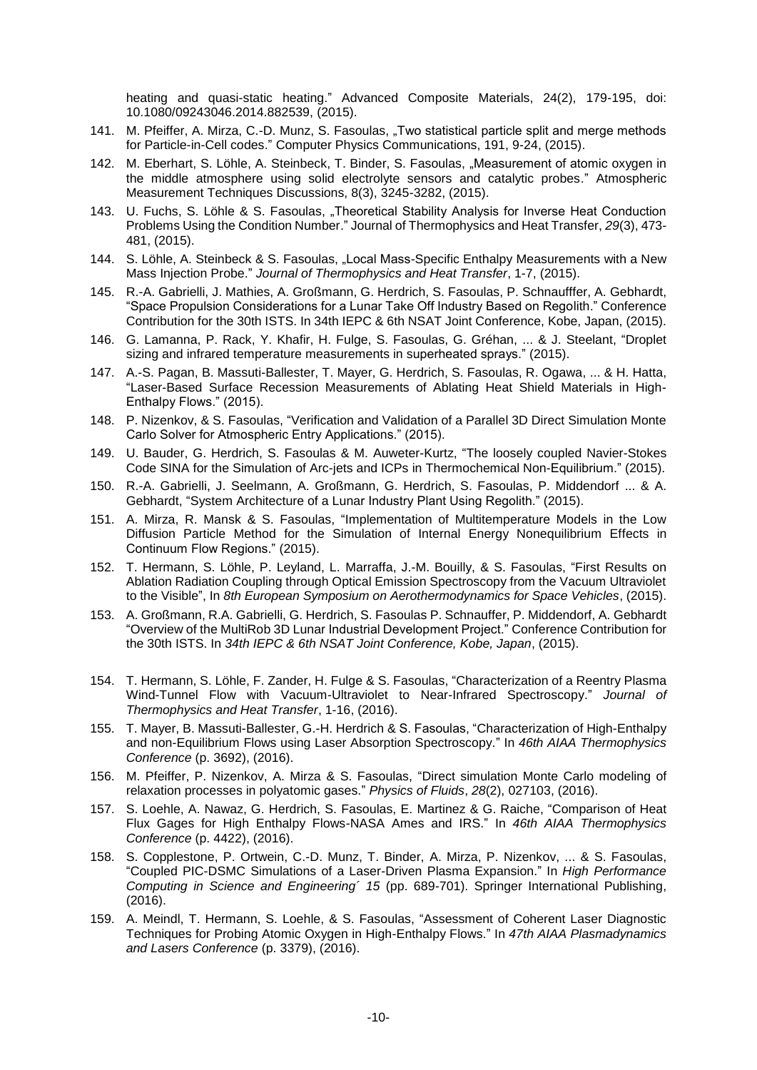heating and quasi-static heating." Advanced Composite Materials, 24(2), 179-195, doi: 10.1080/09243046.2014.882539, (2015).

141. M. Pfeiffer, A. Mirza, C.-D. Munz, S. Fasoulas, „Two statistical particle split and merge methods for Particle-in-Cell codes." Computer Physics Communications, 191, 9-24, (2015).
142. M. Eberhart, S. Löhle, A. Steinbeck, T. Binder, S. Fasoulas, „Measurement of atomic oxygen in the middle atmosphere using solid electrolyte sensors and catalytic probes." Atmospheric Measurement Techniques Discussions, 8(3), 3245-3282, (2015).
143. U. Fuchs, S. Löhle & S. Fasoulas, „Theoretical Stability Analysis for Inverse Heat Conduction Problems Using the Condition Number." Journal of Thermophysics and Heat Transfer, *29*(3), 473-481, (2015).
144. S. Löhle, A. Steinbeck & S. Fasoulas, „Local Mass-Specific Enthalpy Measurements with a New Mass Injection Probe." *Journal of Thermophysics and Heat Transfer*, 1-7, (2015).
145. R.-A. Gabrielli, J. Mathies, A. Großmann, G. Herdrich, S. Fasoulas, P. Schnaufffer, A. Gebhardt, "Space Propulsion Considerations for a Lunar Take Off Industry Based on Regolith." Conference Contribution for the 30th ISTS. In 34th IEPC & 6th NSAT Joint Conference, Kobe, Japan, (2015).
146. G. Lamanna, P. Rack, Y. Khafir, H. Fulge, S. Fasoulas, G. Gréhan, ... & J. Steelant, "Droplet sizing and infrared temperature measurements in superheated sprays." (2015).
147. A.-S. Pagan, B. Massuti-Ballester, T. Mayer, G. Herdrich, S. Fasoulas, R. Ogawa, ... & H. Hatta, "Laser-Based Surface Recession Measurements of Ablating Heat Shield Materials in High-Enthalpy Flows." (2015).
148. P. Nizenkov, & S. Fasoulas, "Verification and Validation of a Parallel 3D Direct Simulation Monte Carlo Solver for Atmospheric Entry Applications." (2015).
149. U. Bauder, G. Herdrich, S. Fasoulas & M. Auweter-Kurtz, "The loosely coupled Navier-Stokes Code SINA for the Simulation of Arc-jets and ICPs in Thermochemical Non-Equilibrium." (2015).
150. R.-A. Gabrielli, J. Seelmann, A. Großmann, G. Herdrich, S. Fasoulas, P. Middendorf ... & A. Gebhardt, "System Architecture of a Lunar Industry Plant Using Regolith." (2015).
151. A. Mirza, R. Mansk & S. Fasoulas, "Implementation of Multitemperature Models in the Low Diffusion Particle Method for the Simulation of Internal Energy Nonequilibrium Effects in Continuum Flow Regions." (2015).
152. T. Hermann, S. Löhle, P. Leyland, L. Marraffa, J.-M. Bouilly, & S. Fasoulas, "First Results on Ablation Radiation Coupling through Optical Emission Spectroscopy from the Vacuum Ultraviolet to the Visible", In *8th European Symposium on Aerothermodynamics for Space Vehicles*, (2015).
153. A. Großmann, R.A. Gabrielli, G. Herdrich, S. Fasoulas P. Schnauffer, P. Middendorf, A. Gebhardt "Overview of the MultiRob 3D Lunar Industrial Development Project." Conference Contribution for the 30th ISTS. In *34th IEPC & 6th NSAT Joint Conference, Kobe, Japan*, (2015).
154. T. Hermann, S. Löhle, F. Zander, H. Fulge & S. Fasoulas, "Characterization of a Reentry Plasma Wind-Tunnel Flow with Vacuum-Ultraviolet to Near-Infrared Spectroscopy." *Journal of Thermophysics and Heat Transfer*, 1-16, (2016).
155. T. Mayer, B. Massuti-Ballester, G.-H. Herdrich & S. Fasoulas, "Characterization of High-Enthalpy and non-Equilibrium Flows using Laser Absorption Spectroscopy." In *46th AIAA Thermophysics Conference* (p. 3692), (2016).
156. M. Pfeiffer, P. Nizenkov, A. Mirza & S. Fasoulas, "Direct simulation Monte Carlo modeling of relaxation processes in polyatomic gases." *Physics of Fluids*, *28*(2), 027103, (2016).
157. S. Loehle, A. Nawaz, G. Herdrich, S. Fasoulas, E. Martinez & G. Raiche, "Comparison of Heat Flux Gages for High Enthalpy Flows-NASA Ames and IRS." In *46th AIAA Thermophysics Conference* (p. 4422), (2016).
158. S. Copplestone, P. Ortwein, C.-D. Munz, T. Binder, A. Mirza, P. Nizenkov, ... & S. Fasoulas, "Coupled PIC-DSMC Simulations of a Laser-Driven Plasma Expansion." In *High Performance Computing in Science and Engineering´ 15* (pp. 689-701). Springer International Publishing, (2016).
159. A. Meindl, T. Hermann, S. Loehle, & S. Fasoulas, "Assessment of Coherent Laser Diagnostic Techniques for Probing Atomic Oxygen in High-Enthalpy Flows." In *47th AIAA Plasmadynamics and Lasers Conference* (p. 3379), (2016).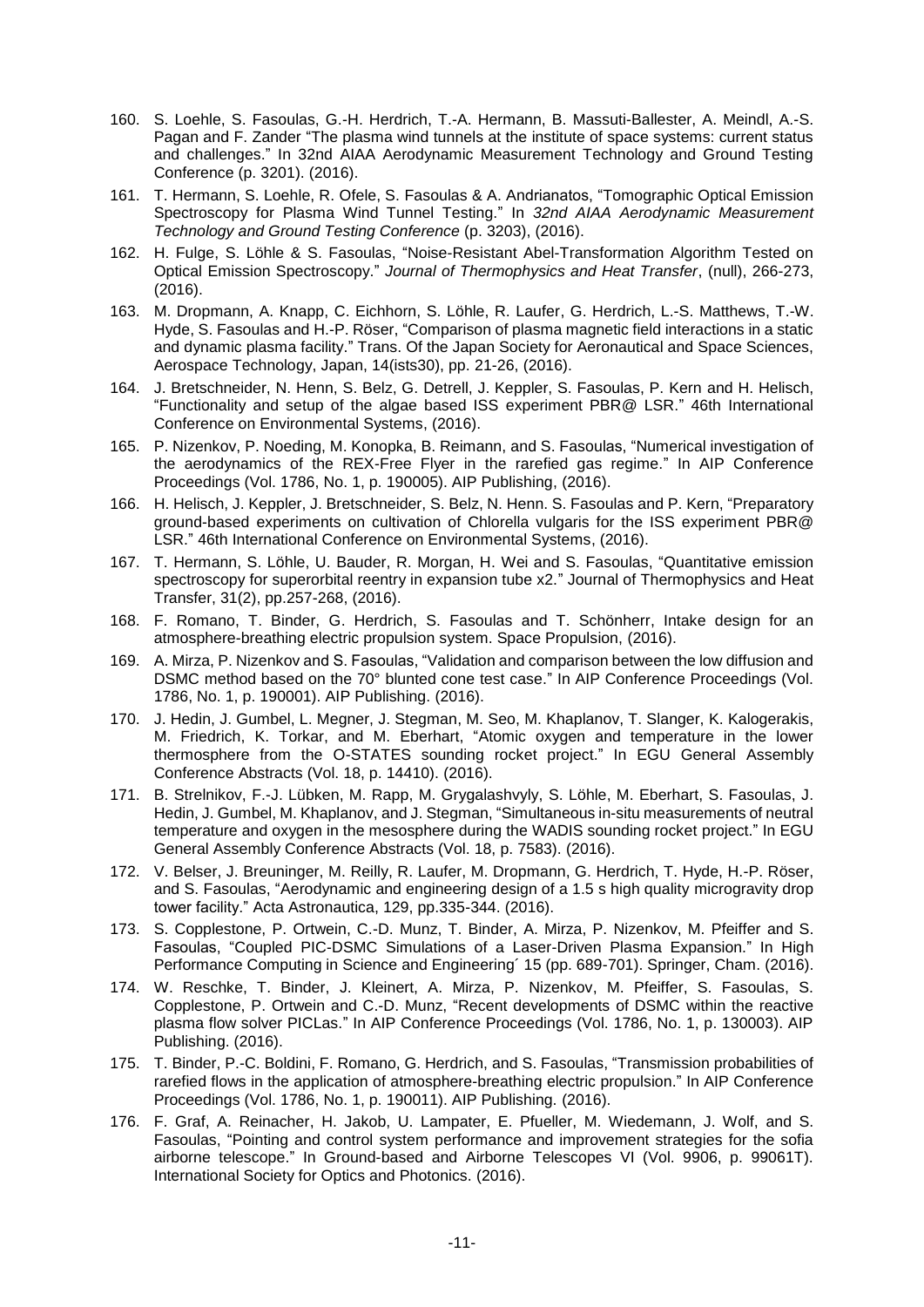160. S. Loehle, S. Fasoulas, G.-H. Herdrich, T.-A. Hermann, B. Massuti-Ballester, A. Meindl, A.-S. Pagan and F. Zander "The plasma wind tunnels at the institute of space systems: current status and challenges." In 32nd AIAA Aerodynamic Measurement Technology and Ground Testing Conference (p. 3201). (2016).
161. T. Hermann, S. Loehle, R. Ofele, S. Fasoulas & A. Andrianatos, "Tomographic Optical Emission Spectroscopy for Plasma Wind Tunnel Testing." In *32nd AIAA Aerodynamic Measurement Technology and Ground Testing Conference* (p. 3203), (2016).
162. H. Fulge, S. Löhle & S. Fasoulas, "Noise-Resistant Abel-Transformation Algorithm Tested on Optical Emission Spectroscopy." *Journal of Thermophysics and Heat Transfer*, (null), 266-273, (2016).
163. M. Dropmann, A. Knapp, C. Eichhorn, S. Löhle, R. Laufer, G. Herdrich, L.-S. Matthews, T.-W. Hyde, S. Fasoulas and H.-P. Röser, "Comparison of plasma magnetic field interactions in a static and dynamic plasma facility." Trans. Of the Japan Society for Aeronautical and Space Sciences, Aerospace Technology, Japan, 14(ists30), pp. 21-26, (2016).
164. J. Bretschneider, N. Henn, S. Belz, G. Detrell, J. Keppler, S. Fasoulas, P. Kern and H. Helisch, "Functionality and setup of the algae based ISS experiment PBR@ LSR." 46th International Conference on Environmental Systems, (2016).
165. P. Nizenkov, P. Noeding, M. Konopka, B. Reimann, and S. Fasoulas, "Numerical investigation of the aerodynamics of the REX-Free Flyer in the rarefied gas regime." In AIP Conference Proceedings (Vol. 1786, No. 1, p. 190005). AIP Publishing, (2016).
166. H. Helisch, J. Keppler, J. Bretschneider, S. Belz, N. Henn. S. Fasoulas and P. Kern, "Preparatory ground-based experiments on cultivation of Chlorella vulgaris for the ISS experiment PBR@ LSR." 46th International Conference on Environmental Systems, (2016).
167. T. Hermann, S. Löhle, U. Bauder, R. Morgan, H. Wei and S. Fasoulas, "Quantitative emission spectroscopy for superorbital reentry in expansion tube x2." Journal of Thermophysics and Heat Transfer, 31(2), pp.257-268, (2016).
168. F. Romano, T. Binder, G. Herdrich, S. Fasoulas and T. Schönherr, Intake design for an atmosphere-breathing electric propulsion system. Space Propulsion, (2016).
169. A. Mirza, P. Nizenkov and S. Fasoulas, "Validation and comparison between the low diffusion and DSMC method based on the 70° blunted cone test case." In AIP Conference Proceedings (Vol. 1786, No. 1, p. 190001). AIP Publishing. (2016).
170. J. Hedin, J. Gumbel, L. Megner, J. Stegman, M. Seo, M. Khaplanov, T. Slanger, K. Kalogerakis, M. Friedrich, K. Torkar, and M. Eberhart, "Atomic oxygen and temperature in the lower thermosphere from the O-STATES sounding rocket project." In EGU General Assembly Conference Abstracts (Vol. 18, p. 14410). (2016).
171. B. Strelnikov, F.-J. Lübken, M. Rapp, M. Grygalashvyly, S. Löhle, M. Eberhart, S. Fasoulas, J. Hedin, J. Gumbel, M. Khaplanov, and J. Stegman, "Simultaneous in-situ measurements of neutral temperature and oxygen in the mesosphere during the WADIS sounding rocket project." In EGU General Assembly Conference Abstracts (Vol. 18, p. 7583). (2016).
172. V. Belser, J. Breuninger, M. Reilly, R. Laufer, M. Dropmann, G. Herdrich, T. Hyde, H.-P. Röser, and S. Fasoulas, "Aerodynamic and engineering design of a 1.5 s high quality microgravity drop tower facility." Acta Astronautica, 129, pp.335-344. (2016).
173. S. Copplestone, P. Ortwein, C.-D. Munz, T. Binder, A. Mirza, P. Nizenkov, M. Pfeiffer and S. Fasoulas, "Coupled PIC-DSMC Simulations of a Laser-Driven Plasma Expansion." In High Performance Computing in Science and Engineering´ 15 (pp. 689-701). Springer, Cham. (2016).
174. W. Reschke, T. Binder, J. Kleinert, A. Mirza, P. Nizenkov, M. Pfeiffer, S. Fasoulas, S. Copplestone, P. Ortwein and C.-D. Munz, "Recent developments of DSMC within the reactive plasma flow solver PICLas." In AIP Conference Proceedings (Vol. 1786, No. 1, p. 130003). AIP Publishing. (2016).
175. T. Binder, P.-C. Boldini, F. Romano, G. Herdrich, and S. Fasoulas, "Transmission probabilities of rarefied flows in the application of atmosphere-breathing electric propulsion." In AIP Conference Proceedings (Vol. 1786, No. 1, p. 190011). AIP Publishing. (2016).
176. F. Graf, A. Reinacher, H. Jakob, U. Lampater, E. Pfueller, M. Wiedemann, J. Wolf, and S. Fasoulas, "Pointing and control system performance and improvement strategies for the sofia airborne telescope." In Ground-based and Airborne Telescopes VI (Vol. 9906, p. 99061T). International Society for Optics and Photonics. (2016).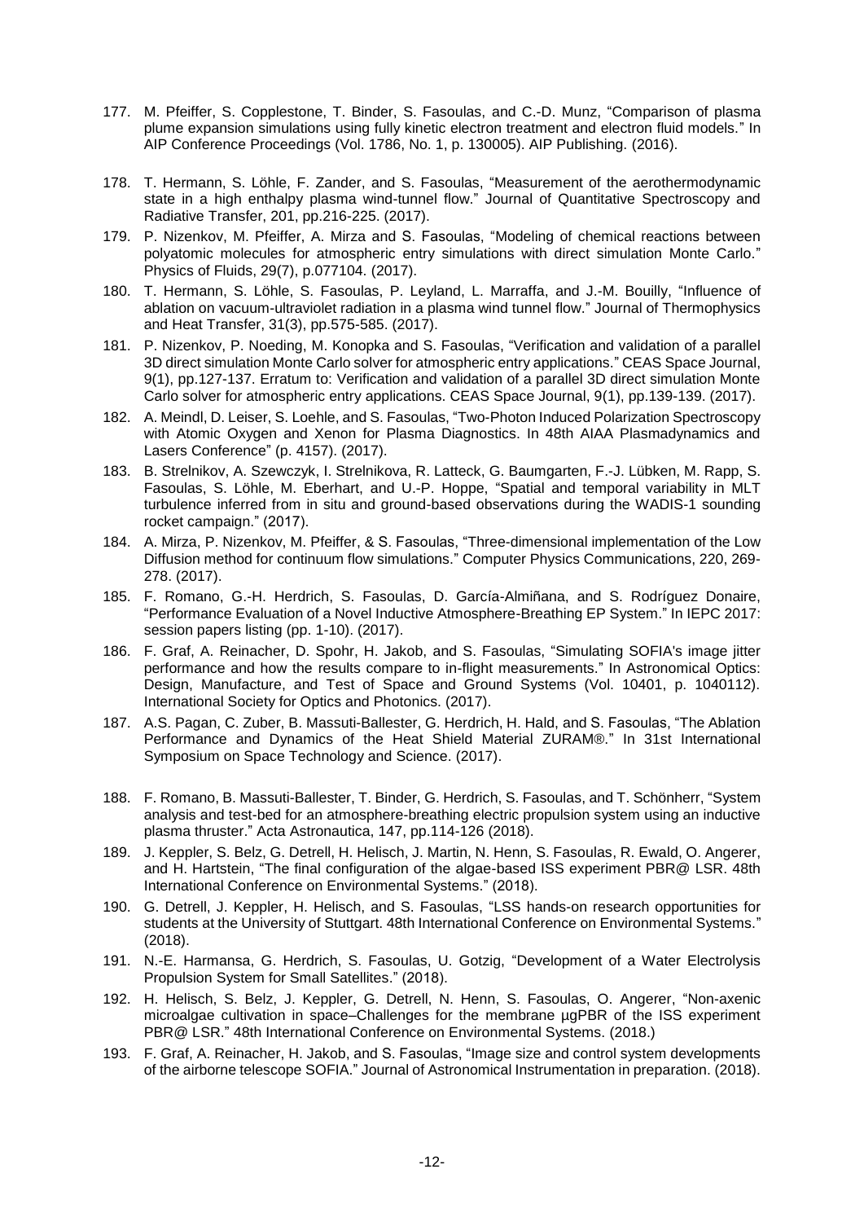177. M. Pfeiffer, S. Copplestone, T. Binder, S. Fasoulas, and C.-D. Munz, "Comparison of plasma plume expansion simulations using fully kinetic electron treatment and electron fluid models." In AIP Conference Proceedings (Vol. 1786, No. 1, p. 130005). AIP Publishing. (2016).

178. T. Hermann, S. Löhle, F. Zander, and S. Fasoulas, "Measurement of the aerothermodynamic state in a high enthalpy plasma wind-tunnel flow." Journal of Quantitative Spectroscopy and Radiative Transfer, 201, pp.216-225. (2017).

179. P. Nizenkov, M. Pfeiffer, A. Mirza and S. Fasoulas, "Modeling of chemical reactions between polyatomic molecules for atmospheric entry simulations with direct simulation Monte Carlo." Physics of Fluids, 29(7), p.077104. (2017).

180. T. Hermann, S. Löhle, S. Fasoulas, P. Leyland, L. Marraffa, and J.-M. Bouilly, "Influence of ablation on vacuum-ultraviolet radiation in a plasma wind tunnel flow." Journal of Thermophysics and Heat Transfer, 31(3), pp.575-585. (2017).

181. P. Nizenkov, P. Noeding, M. Konopka and S. Fasoulas, "Verification and validation of a parallel 3D direct simulation Monte Carlo solver for atmospheric entry applications." CEAS Space Journal, 9(1), pp.127-137. Erratum to: Verification and validation of a parallel 3D direct simulation Monte Carlo solver for atmospheric entry applications. CEAS Space Journal, 9(1), pp.139-139. (2017).

182. A. Meindl, D. Leiser, S. Loehle, and S. Fasoulas, "Two-Photon Induced Polarization Spectroscopy with Atomic Oxygen and Xenon for Plasma Diagnostics. In 48th AIAA Plasmadynamics and Lasers Conference" (p. 4157). (2017).

183. B. Strelnikov, A. Szewczyk, I. Strelnikova, R. Latteck, G. Baumgarten, F.-J. Lübken, M. Rapp, S. Fasoulas, S. Löhle, M. Eberhart, and U.-P. Hoppe, "Spatial and temporal variability in MLT turbulence inferred from in situ and ground-based observations during the WADIS-1 sounding rocket campaign." (2017).

184. A. Mirza, P. Nizenkov, M. Pfeiffer, & S. Fasoulas, "Three-dimensional implementation of the Low Diffusion method for continuum flow simulations." Computer Physics Communications, 220, 269-278. (2017).

185. F. Romano, G.-H. Herdrich, S. Fasoulas, D. García-Almiñana, and S. Rodríguez Donaire, "Performance Evaluation of a Novel Inductive Atmosphere-Breathing EP System." In IEPC 2017: session papers listing (pp. 1-10). (2017).

186. F. Graf, A. Reinacher, D. Spohr, H. Jakob, and S. Fasoulas, "Simulating SOFIA's image jitter performance and how the results compare to in-flight measurements." In Astronomical Optics: Design, Manufacture, and Test of Space and Ground Systems (Vol. 10401, p. 1040112). International Society for Optics and Photonics. (2017).

187. A.S. Pagan, C. Zuber, B. Massuti-Ballester, G. Herdrich, H. Hald, and S. Fasoulas, "The Ablation Performance and Dynamics of the Heat Shield Material ZURAM®." In 31st International Symposium on Space Technology and Science. (2017).

188. F. Romano, B. Massuti-Ballester, T. Binder, G. Herdrich, S. Fasoulas, and T. Schönherr, "System analysis and test-bed for an atmosphere-breathing electric propulsion system using an inductive plasma thruster." Acta Astronautica, 147, pp.114-126 (2018).

189. J. Keppler, S. Belz, G. Detrell, H. Helisch, J. Martin, N. Henn, S. Fasoulas, R. Ewald, O. Angerer, and H. Hartstein, "The final configuration of the algae-based ISS experiment PBR@ LSR. 48th International Conference on Environmental Systems." (2018).

190. G. Detrell, J. Keppler, H. Helisch, and S. Fasoulas, "LSS hands-on research opportunities for students at the University of Stuttgart. 48th International Conference on Environmental Systems." (2018).

191. N.-E. Harmansa, G. Herdrich, S. Fasoulas, U. Gotzig, "Development of a Water Electrolysis Propulsion System for Small Satellites." (2018).

192. H. Helisch, S. Belz, J. Keppler, G. Detrell, N. Henn, S. Fasoulas, O. Angerer, "Non-axenic microalgae cultivation in space–Challenges for the membrane µgPBR of the ISS experiment PBR@ LSR." 48th International Conference on Environmental Systems. (2018.)

193. F. Graf, A. Reinacher, H. Jakob, and S. Fasoulas, "Image size and control system developments of the airborne telescope SOFIA." Journal of Astronomical Instrumentation in preparation. (2018).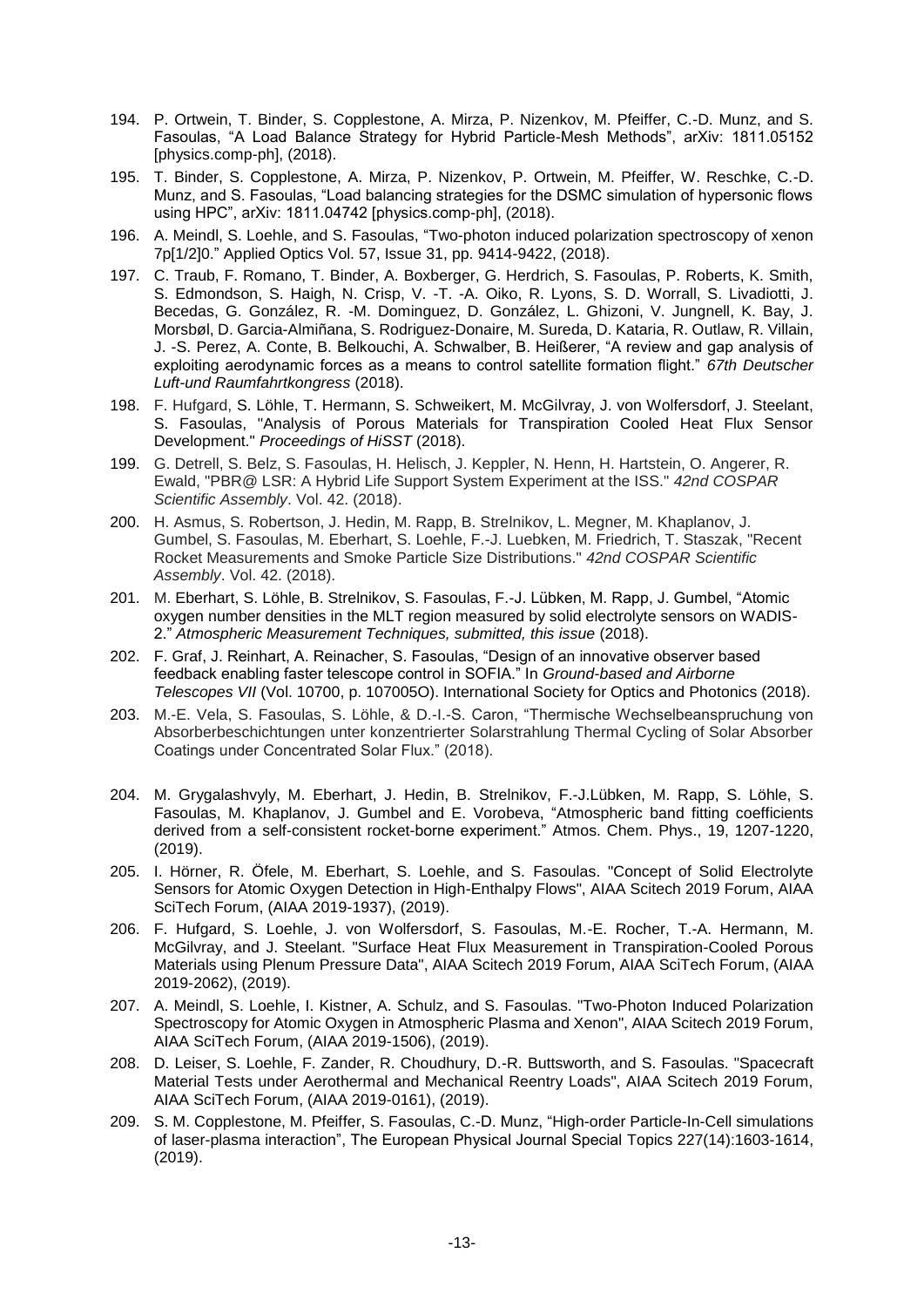194. P. Ortwein, T. Binder, S. Copplestone, A. Mirza, P. Nizenkov, M. Pfeiffer, C.-D. Munz, and S. Fasoulas, "A Load Balance Strategy for Hybrid Particle-Mesh Methods", arXiv: 1811.05152 [physics.comp-ph], (2018).
195. T. Binder, S. Copplestone, A. Mirza, P. Nizenkov, P. Ortwein, M. Pfeiffer, W. Reschke, C.-D. Munz, and S. Fasoulas, "Load balancing strategies for the DSMC simulation of hypersonic flows using HPC", arXiv: 1811.04742 [physics.comp-ph], (2018).
196. A. Meindl, S. Loehle, and S. Fasoulas, "Two-photon induced polarization spectroscopy of xenon 7p[1/2]0." Applied Optics Vol. 57, Issue 31, pp. 9414-9422, (2018).
197. C. Traub, F. Romano, T. Binder, A. Boxberger, G. Herdrich, S. Fasoulas, P. Roberts, K. Smith, S. Edmondson, S. Haigh, N. Crisp, V. -T. -A. Oiko, R. Lyons, S. D. Worrall, S. Livadiotti, J. Becedas, G. González, R. -M. Dominguez, D. González, L. Ghizoni, V. Jungnell, K. Bay, J. Morsbøl, D. Garcia-Almiñana, S. Rodriguez-Donaire, M. Sureda, D. Kataria, R. Outlaw, R. Villain, J. -S. Perez, A. Conte, B. Belkouchi, A. Schwalber, B. Heißerer, "A review and gap analysis of exploiting aerodynamic forces as a means to control satellite formation flight." *67th Deutscher Luft-und Raumfahrtkongress* (2018).
198. F. Hufgard, S. Löhle, T. Hermann, S. Schweikert, M. McGilvray, J. von Wolfersdorf, J. Steelant, S. Fasoulas, "Analysis of Porous Materials for Transpiration Cooled Heat Flux Sensor Development." *Proceedings of HiSST* (2018).
199. G. Detrell, S. Belz, S. Fasoulas, H. Helisch, J. Keppler, N. Henn, H. Hartstein, O. Angerer, R. Ewald, "PBR@ LSR: A Hybrid Life Support System Experiment at the ISS." *42nd COSPAR Scientific Assembly*. Vol. 42. (2018).
200. H. Asmus, S. Robertson, J. Hedin, M. Rapp, B. Strelnikov, L. Megner, M. Khaplanov, J. Gumbel, S. Fasoulas, M. Eberhart, S. Loehle, F.-J. Luebken, M. Friedrich, T. Staszak, "Recent Rocket Measurements and Smoke Particle Size Distributions." *42nd COSPAR Scientific Assembly*. Vol. 42. (2018).
201. M. Eberhart, S. Löhle, B. Strelnikov, S. Fasoulas, F.-J. Lübken, M. Rapp, J. Gumbel, "Atomic oxygen number densities in the MLT region measured by solid electrolyte sensors on WADIS-2." *Atmospheric Measurement Techniques, submitted, this issue* (2018).
202. F. Graf, J. Reinhart, A. Reinacher, S. Fasoulas, "Design of an innovative observer based feedback enabling faster telescope control in SOFIA." In *Ground-based and Airborne Telescopes VII* (Vol. 10700, p. 107005O). International Society for Optics and Photonics (2018).
203. M.-E. Vela, S. Fasoulas, S. Löhle, & D.-I.-S. Caron, "Thermische Wechselbeanspruchung von Absorberbeschichtungen unter konzentrierter Solarstrahlung Thermal Cycling of Solar Absorber Coatings under Concentrated Solar Flux." (2018).
204. M. Grygalashvyly, M. Eberhart, J. Hedin, B. Strelnikov, F.-J.Lübken, M. Rapp, S. Löhle, S. Fasoulas, M. Khaplanov, J. Gumbel and E. Vorobeva, "Atmospheric band fitting coefficients derived from a self-consistent rocket-borne experiment." Atmos. Chem. Phys., 19, 1207-1220, (2019).
205. I. Hörner, R. Öfele, M. Eberhart, S. Loehle, and S. Fasoulas. "Concept of Solid Electrolyte Sensors for Atomic Oxygen Detection in High-Enthalpy Flows", AIAA Scitech 2019 Forum, AIAA SciTech Forum, (AIAA 2019-1937), (2019).
206. F. Hufgard, S. Loehle, J. von Wolfersdorf, S. Fasoulas, M.-E. Rocher, T.-A. Hermann, M. McGilvray, and J. Steelant. "Surface Heat Flux Measurement in Transpiration-Cooled Porous Materials using Plenum Pressure Data", AIAA Scitech 2019 Forum, AIAA SciTech Forum, (AIAA 2019-2062), (2019).
207. A. Meindl, S. Loehle, I. Kistner, A. Schulz, and S. Fasoulas. "Two-Photon Induced Polarization Spectroscopy for Atomic Oxygen in Atmospheric Plasma and Xenon", AIAA Scitech 2019 Forum, AIAA SciTech Forum, (AIAA 2019-1506), (2019).
208. D. Leiser, S. Loehle, F. Zander, R. Choudhury, D.-R. Buttsworth, and S. Fasoulas. "Spacecraft Material Tests under Aerothermal and Mechanical Reentry Loads", AIAA Scitech 2019 Forum, AIAA SciTech Forum, (AIAA 2019-0161), (2019).
209. S. M. Copplestone, M. Pfeiffer, S. Fasoulas, C.-D. Munz, "High-order Particle-In-Cell simulations of laser-plasma interaction", The European Physical Journal Special Topics 227(14):1603-1614, (2019).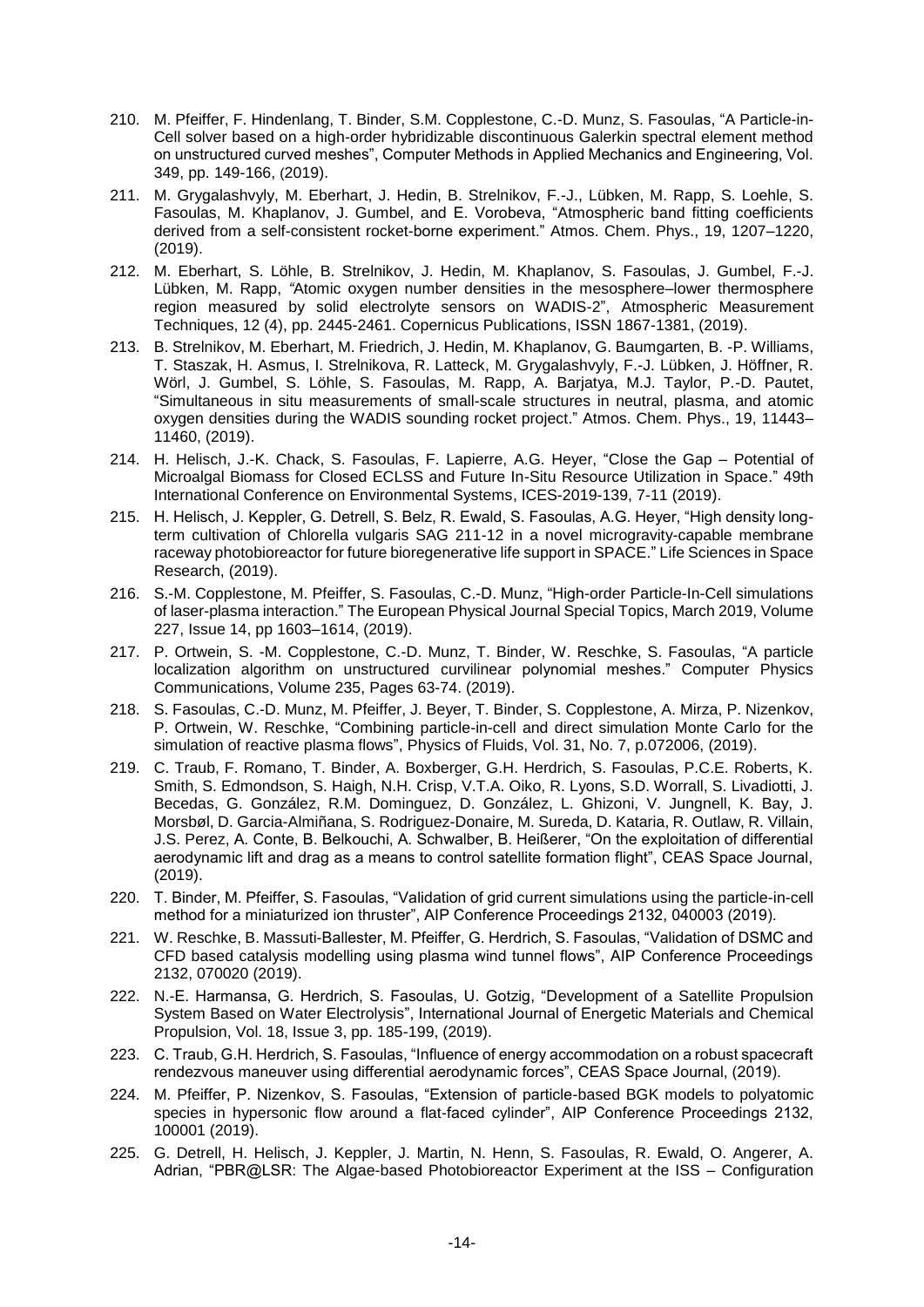210. M. Pfeiffer, F. Hindenlang, T. Binder, S.M. Copplestone, C.-D. Munz, S. Fasoulas, "A Particle-in-Cell solver based on a high-order hybridizable discontinuous Galerkin spectral element method on unstructured curved meshes", Computer Methods in Applied Mechanics and Engineering, Vol. 349, pp. 149-166, (2019).
211. M. Grygalashvyly, M. Eberhart, J. Hedin, B. Strelnikov, F.-J., Lübken, M. Rapp, S. Loehle, S. Fasoulas, M. Khaplanov, J. Gumbel, and E. Vorobeva, "Atmospheric band fitting coefficients derived from a self-consistent rocket-borne experiment." Atmos. Chem. Phys., 19, 1207–1220, (2019).
212. M. Eberhart, S. Löhle, B. Strelnikov, J. Hedin, M. Khaplanov, S. Fasoulas, J. Gumbel, F.-J. Lübken, M. Rapp, "Atomic oxygen number densities in the mesosphere–lower thermosphere region measured by solid electrolyte sensors on WADIS-2", Atmospheric Measurement Techniques, 12 (4), pp. 2445-2461. Copernicus Publications, ISSN 1867-1381, (2019).
213. B. Strelnikov, M. Eberhart, M. Friedrich, J. Hedin, M. Khaplanov, G. Baumgarten, B. -P. Williams, T. Staszak, H. Asmus, I. Strelnikova, R. Latteck, M. Grygalashvyly, F.-J. Lübken, J. Höffner, R. Wörl, J. Gumbel, S. Löhle, S. Fasoulas, M. Rapp, A. Barjatya, M.J. Taylor, P.-D. Pautet, "Simultaneous in situ measurements of small-scale structures in neutral, plasma, and atomic oxygen densities during the WADIS sounding rocket project." Atmos. Chem. Phys., 19, 11443–11460, (2019).
214. H. Helisch, J.-K. Chack, S. Fasoulas, F. Lapierre, A.G. Heyer, "Close the Gap – Potential of Microalgal Biomass for Closed ECLSS and Future In-Situ Resource Utilization in Space." 49th International Conference on Environmental Systems, ICES-2019-139, 7-11 (2019).
215. H. Helisch, J. Keppler, G. Detrell, S. Belz, R. Ewald, S. Fasoulas, A.G. Heyer, "High density long-term cultivation of Chlorella vulgaris SAG 211-12 in a novel microgravity-capable membrane raceway photobioreactor for future bioregenerative life support in SPACE." Life Sciences in Space Research, (2019).
216. S.-M. Copplestone, M. Pfeiffer, S. Fasoulas, C.-D. Munz, "High-order Particle-In-Cell simulations of laser-plasma interaction." The European Physical Journal Special Topics, March 2019, Volume 227, Issue 14, pp 1603–1614, (2019).
217. P. Ortwein, S. -M. Copplestone, C.-D. Munz, T. Binder, W. Reschke, S. Fasoulas, "A particle localization algorithm on unstructured curvilinear polynomial meshes." Computer Physics Communications, Volume 235, Pages 63-74. (2019).
218. S. Fasoulas, C.-D. Munz, M. Pfeiffer, J. Beyer, T. Binder, S. Copplestone, A. Mirza, P. Nizenkov, P. Ortwein, W. Reschke, "Combining particle-in-cell and direct simulation Monte Carlo for the simulation of reactive plasma flows", Physics of Fluids, Vol. 31, No. 7, p.072006, (2019).
219. C. Traub, F. Romano, T. Binder, A. Boxberger, G.H. Herdrich, S. Fasoulas, P.C.E. Roberts, K. Smith, S. Edmondson, S. Haigh, N.H. Crisp, V.T.A. Oiko, R. Lyons, S.D. Worrall, S. Livadiotti, J. Becedas, G. González, R.M. Dominguez, D. González, L. Ghizoni, V. Jungnell, K. Bay, J. Morsbøl, D. Garcia-Almiñana, S. Rodriguez-Donaire, M. Sureda, D. Kataria, R. Outlaw, R. Villain, J.S. Perez, A. Conte, B. Belkouchi, A. Schwalber, B. Heißerer, "On the exploitation of differential aerodynamic lift and drag as a means to control satellite formation flight", CEAS Space Journal, (2019).
220. T. Binder, M. Pfeiffer, S. Fasoulas, "Validation of grid current simulations using the particle-in-cell method for a miniaturized ion thruster", AIP Conference Proceedings 2132, 040003 (2019).
221. W. Reschke, B. Massuti-Ballester, M. Pfeiffer, G. Herdrich, S. Fasoulas, "Validation of DSMC and CFD based catalysis modelling using plasma wind tunnel flows", AIP Conference Proceedings 2132, 070020 (2019).
222. N.-E. Harmansa, G. Herdrich, S. Fasoulas, U. Gotzig, "Development of a Satellite Propulsion System Based on Water Electrolysis", International Journal of Energetic Materials and Chemical Propulsion, Vol. 18, Issue 3, pp. 185-199, (2019).
223. C. Traub, G.H. Herdrich, S. Fasoulas, "Influence of energy accommodation on a robust spacecraft rendezvous maneuver using differential aerodynamic forces", CEAS Space Journal, (2019).
224. M. Pfeiffer, P. Nizenkov, S. Fasoulas, "Extension of particle-based BGK models to polyatomic species in hypersonic flow around a flat-faced cylinder", AIP Conference Proceedings 2132, 100001 (2019).
225. G. Detrell, H. Helisch, J. Keppler, J. Martin, N. Henn, S. Fasoulas, R. Ewald, O. Angerer, A. Adrian, "PBR@LSR: The Algae-based Photobioreactor Experiment at the ISS – Configuration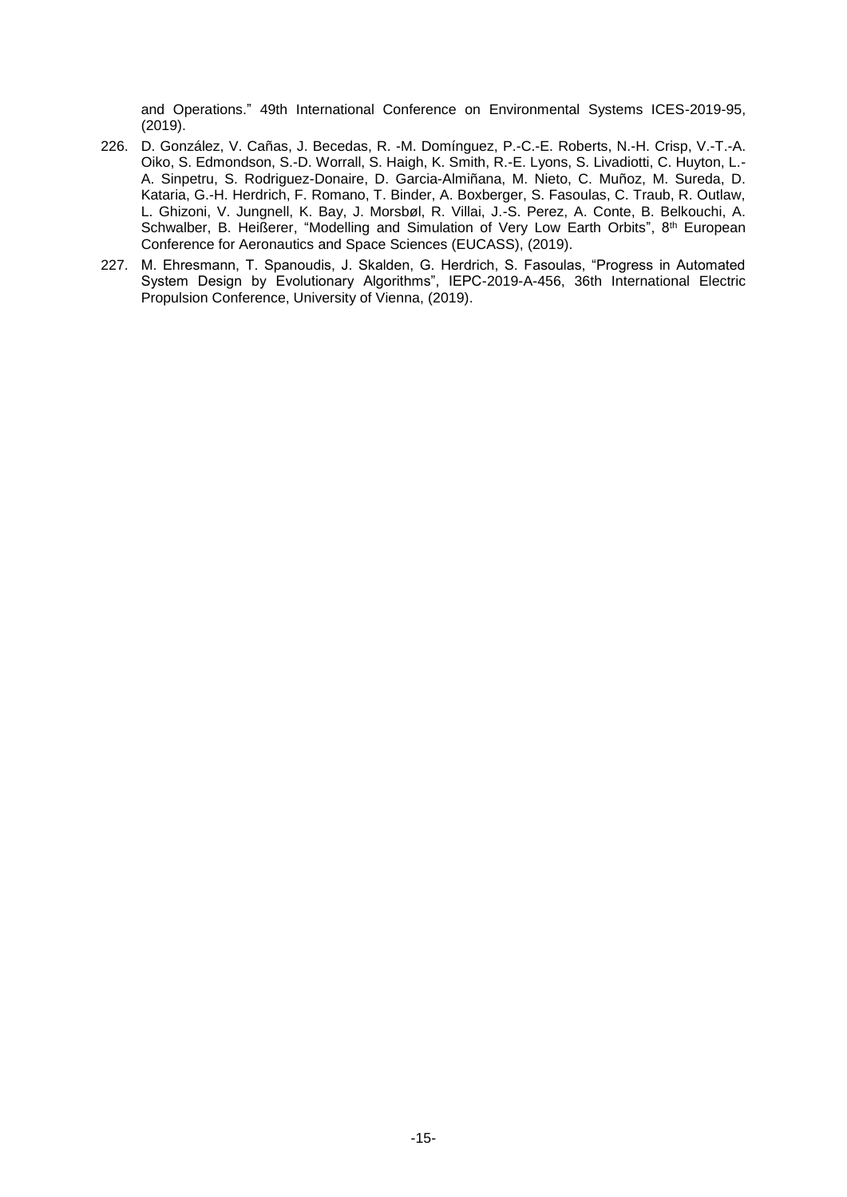and Operations." 49th International Conference on Environmental Systems ICES-2019-95, (2019).

226. D. González, V. Cañas, J. Becedas, R. -M. Domínguez, P.-C.-E. Roberts, N.-H. Crisp, V.-T.-A. Oiko, S. Edmondson, S.-D. Worrall, S. Haigh, K. Smith, R.-E. Lyons, S. Livadiotti, C. Huyton, L.-A. Sinpetru, S. Rodriguez-Donaire, D. Garcia-Almiñana, M. Nieto, C. Muñoz, M. Sureda, D. Kataria, G.-H. Herdrich, F. Romano, T. Binder, A. Boxberger, S. Fasoulas, C. Traub, R. Outlaw, L. Ghizoni, V. Jungnell, K. Bay, J. Morsbøl, R. Villai, J.-S. Perez, A. Conte, B. Belkouchi, A. Schwalber, B. Heißerer, "Modelling and Simulation of Very Low Earth Orbits", 8th European Conference for Aeronautics and Space Sciences (EUCASS), (2019).

227. M. Ehresmann, T. Spanoudis, J. Skalden, G. Herdrich, S. Fasoulas, "Progress in Automated System Design by Evolutionary Algorithms", IEPC-2019-A-456, 36th International Electric Propulsion Conference, University of Vienna, (2019).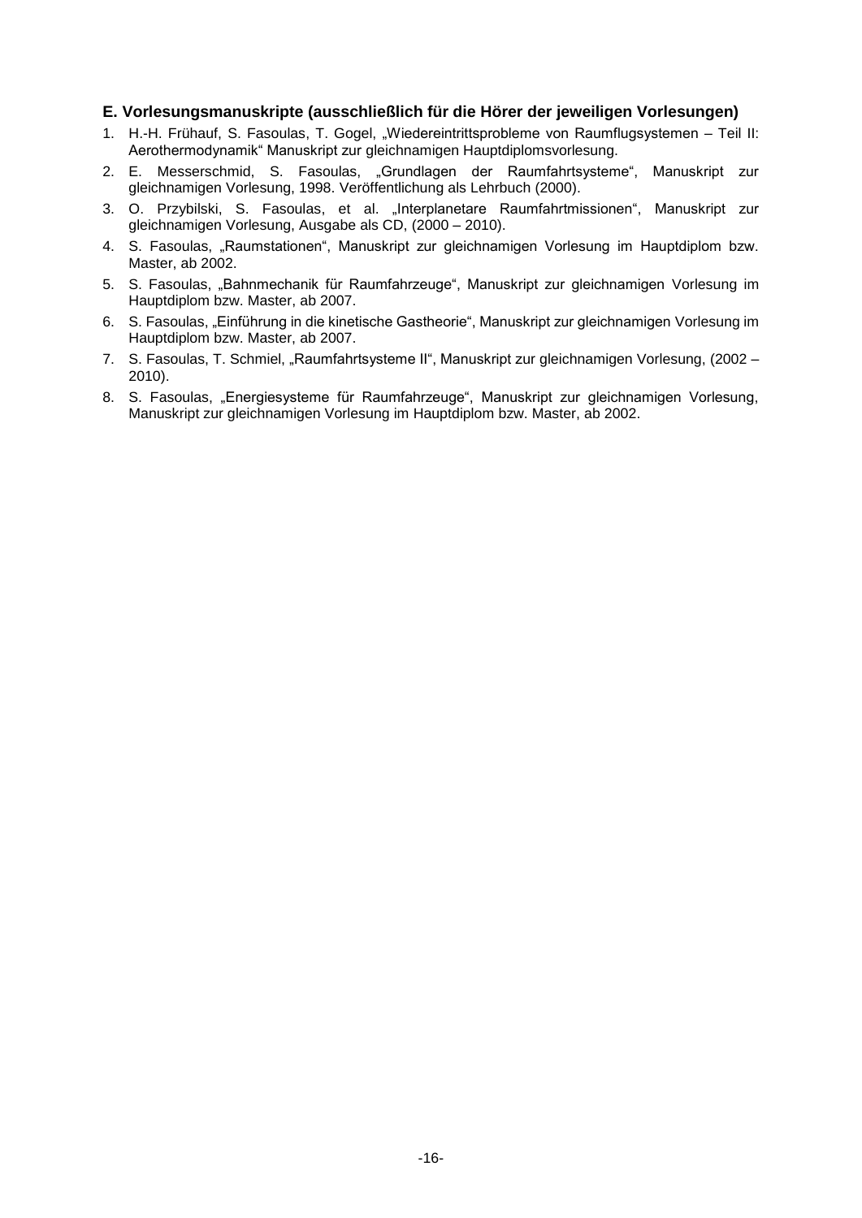### E. Vorlesungsmanuskripte (ausschließlich für die Hörer der jeweiligen Vorlesungen)

1. H.-H. Frühauf, S. Fasoulas, T. Gogel, „Wiedereintrittsprobleme von Raumflugsystemen – Teil II: Aerothermodynamik" Manuskript zur gleichnamigen Hauptdiplomsvorlesung.
2. E. Messerschmid, S. Fasoulas, „Grundlagen der Raumfahrtsysteme", Manuskript zur gleichnamigen Vorlesung, 1998. Veröffentlichung als Lehrbuch (2000).
3. O. Przybilski, S. Fasoulas, et al. „Interplanetare Raumfahrtmissionen", Manuskript zur gleichnamigen Vorlesung, Ausgabe als CD, (2000 – 2010).
4. S. Fasoulas, „Raumstationen", Manuskript zur gleichnamigen Vorlesung im Hauptdiplom bzw. Master, ab 2002.
5. S. Fasoulas, „Bahnmechanik für Raumfahrzeuge", Manuskript zur gleichnamigen Vorlesung im Hauptdiplom bzw. Master, ab 2007.
6. S. Fasoulas, „Einführung in die kinetische Gastheorie", Manuskript zur gleichnamigen Vorlesung im Hauptdiplom bzw. Master, ab 2007.
7. S. Fasoulas, T. Schmiel, „Raumfahrtsysteme II", Manuskript zur gleichnamigen Vorlesung, (2002 – 2010).
8. S. Fasoulas, „Energiesysteme für Raumfahrzeuge", Manuskript zur gleichnamigen Vorlesung, Manuskript zur gleichnamigen Vorlesung im Hauptdiplom bzw. Master, ab 2002.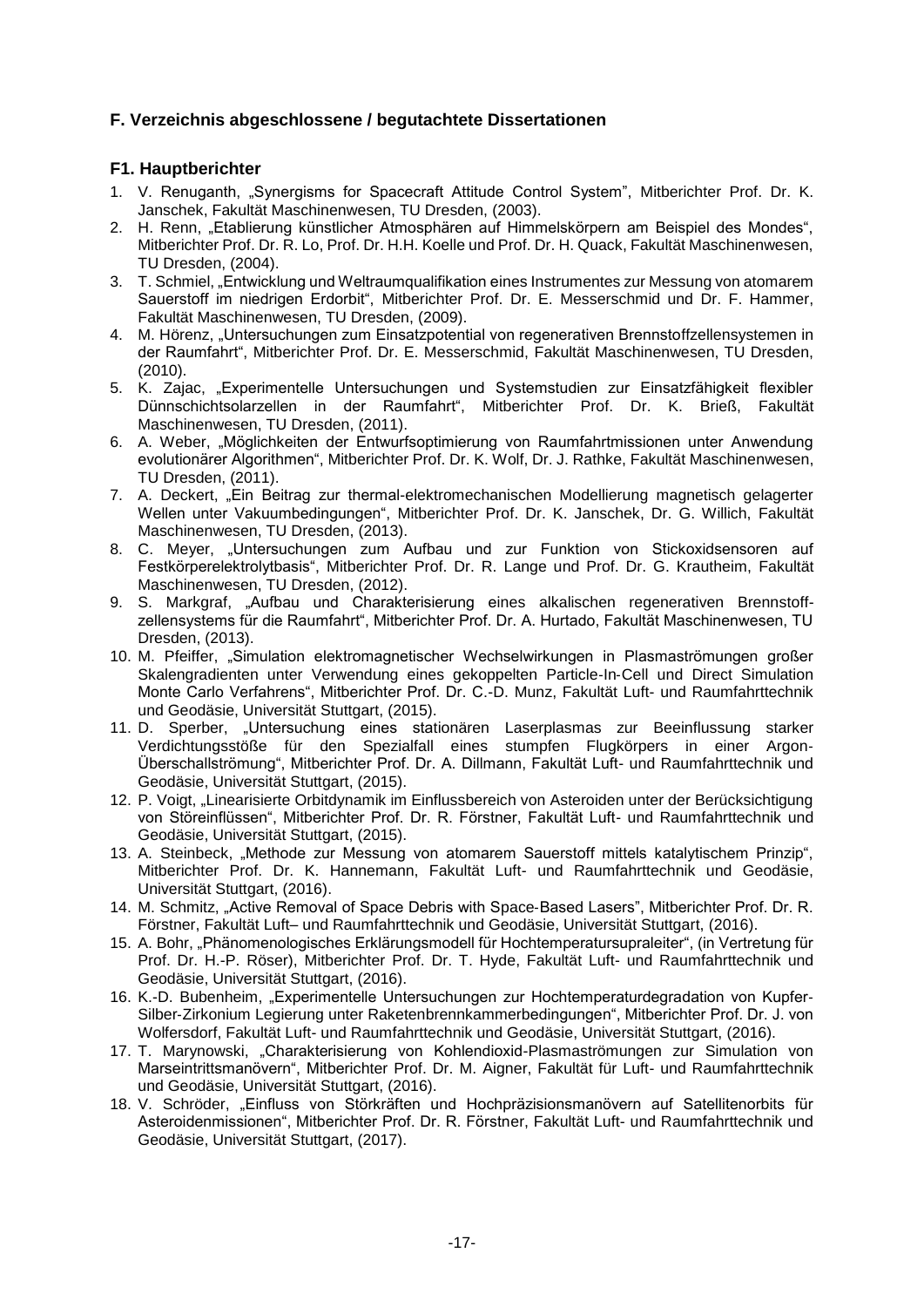### F. Verzeichnis abgeschlossene / begutachtete Dissertationen

#### F1. Hauptberichter

1. V. Renuganth, „Synergisms for Spacecraft Attitude Control System", Mitberichter Prof. Dr. K. Janschek, Fakultät Maschinenwesen, TU Dresden, (2003).
2. H. Renn, „Etablierung künstlicher Atmosphären auf Himmelskörpern am Beispiel des Mondes", Mitberichter Prof. Dr. R. Lo, Prof. Dr. H.H. Koelle und Prof. Dr. H. Quack, Fakultät Maschinenwesen, TU Dresden, (2004).
3. T. Schmiel, „Entwicklung und Weltraumqualifikation eines Instrumentes zur Messung von atomarem Sauerstoff im niedrigen Erdorbit", Mitberichter Prof. Dr. E. Messerschmid und Dr. F. Hammer, Fakultät Maschinenwesen, TU Dresden, (2009).
4. M. Hörenz, „Untersuchungen zum Einsatzpotential von regenerativen Brennstoffzellensystemen in der Raumfahrt", Mitberichter Prof. Dr. E. Messerschmid, Fakultät Maschinenwesen, TU Dresden, (2010).
5. K. Zajac, „Experimentelle Untersuchungen und Systemstudien zur Einsatzfähigkeit flexibler Dünnschichtsolarzellen in der Raumfahrt", Mitberichter Prof. Dr. K. Brieß, Fakultät Maschinenwesen, TU Dresden, (2011).
6. A. Weber, „Möglichkeiten der Entwurfsoptimierung von Raumfahrtmissionen unter Anwendung evolutionärer Algorithmen", Mitberichter Prof. Dr. K. Wolf, Dr. J. Rathke, Fakultät Maschinenwesen, TU Dresden, (2011).
7. A. Deckert, „Ein Beitrag zur thermal-elektromechanischen Modellierung magnetisch gelagerter Wellen unter Vakuumbedingungen", Mitberichter Prof. Dr. K. Janschek, Dr. G. Willich, Fakultät Maschinenwesen, TU Dresden, (2013).
8. C. Meyer, „Untersuchungen zum Aufbau und zur Funktion von Stickoxidsensoren auf Festkörperelektrolytbasis", Mitberichter Prof. Dr. R. Lange und Prof. Dr. G. Krautheim, Fakultät Maschinenwesen, TU Dresden, (2012).
9. S. Markgraf, „Aufbau und Charakterisierung eines alkalischen regenerativen Brennstoff-zellensystems für die Raumfahrt", Mitberichter Prof. Dr. A. Hurtado, Fakultät Maschinenwesen, TU Dresden, (2013).
10. M. Pfeiffer, „Simulation elektromagnetischer Wechselwirkungen in Plasmaströmungen großer Skalengradienten unter Verwendung eines gekoppelten Particle-In-Cell und Direct Simulation Monte Carlo Verfahrens", Mitberichter Prof. Dr. C.-D. Munz, Fakultät Luft- und Raumfahrttechnik und Geodäsie, Universität Stuttgart, (2015).
11. D. Sperber, „Untersuchung eines stationären Laserplasmas zur Beeinflussung starker Verdichtungsstöße für den Spezialfall eines stumpfen Flugkörpers in einer Argon-Überschallströmung", Mitberichter Prof. Dr. A. Dillmann, Fakultät Luft- und Raumfahrttechnik und Geodäsie, Universität Stuttgart, (2015).
12. P. Voigt, „Linearisierte Orbitdynamik im Einflussbereich von Asteroiden unter der Berücksichtigung von Störeinflüssen", Mitberichter Prof. Dr. R. Förstner, Fakultät Luft- und Raumfahrttechnik und Geodäsie, Universität Stuttgart, (2015).
13. A. Steinbeck, „Methode zur Messung von atomarem Sauerstoff mittels katalytischem Prinzip", Mitberichter Prof. Dr. K. Hannemann, Fakultät Luft- und Raumfahrttechnik und Geodäsie, Universität Stuttgart, (2016).
14. M. Schmitz, „Active Removal of Space Debris with Space-Based Lasers", Mitberichter Prof. Dr. R. Förstner, Fakultät Luft– und Raumfahrttechnik und Geodäsie, Universität Stuttgart, (2016).
15. A. Bohr, „Phänomenologisches Erklärungsmodell für Hochtemperatursupraleiter", (in Vertretung für Prof. Dr. H.-P. Röser), Mitberichter Prof. Dr. T. Hyde, Fakultät Luft- und Raumfahrttechnik und Geodäsie, Universität Stuttgart, (2016).
16. K.-D. Bubenheim, „Experimentelle Untersuchungen zur Hochtemperaturdegradation von Kupfer-Silber-Zirkonium Legierung unter Raketenbrennkammerbedingungen", Mitberichter Prof. Dr. J. von Wolfersdorf, Fakultät Luft- und Raumfahrttechnik und Geodäsie, Universität Stuttgart, (2016).
17. T. Marynowski, „Charakterisierung von Kohlendioxid-Plasmaströmungen zur Simulation von Marseintrittsmanövern", Mitberichter Prof. Dr. M. Aigner, Fakultät für Luft- und Raumfahrttechnik und Geodäsie, Universität Stuttgart, (2016).
18. V. Schröder, „Einfluss von Störkräften und Hochpräzisionsmanövern auf Satellitenorbits für Asteroidenmissionen", Mitberichter Prof. Dr. R. Förstner, Fakultät Luft- und Raumfahrttechnik und Geodäsie, Universität Stuttgart, (2017).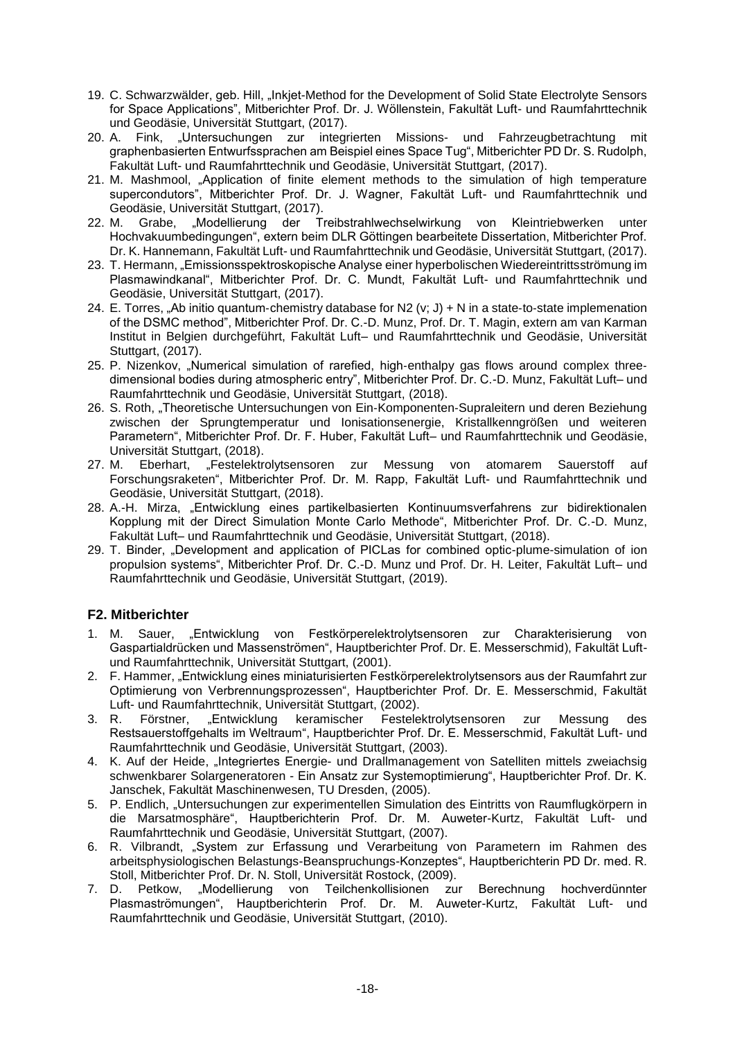19. C. Schwarzwälder, geb. Hill, „Inkjet-Method for the Development of Solid State Electrolyte Sensors for Space Applications“, Mitberichter Prof. Dr. J. Wöllenstein, Fakultät Luft- und Raumfahrttechnik und Geodäsie, Universität Stuttgart, (2017).
20. A. Fink, „Untersuchungen zur integrierten Missions- und Fahrzeugbetrachtung mit graphenbasierten Entwurfssprachen am Beispiel eines Space Tug“, Mitberichter PD Dr. S. Rudolph, Fakultät Luft- und Raumfahrttechnik und Geodäsie, Universität Stuttgart, (2017).
21. M. Mashmool, „Application of finite element methods to the simulation of high temperature supercondutors“, Mitberichter Prof. Dr. J. Wagner, Fakultät Luft- und Raumfahrttechnik und Geodäsie, Universität Stuttgart, (2017).
22. M. Grabe, „Modellierung der Treibstrahlwechselwirkung von Kleintriebwerken unter Hochvakuumbedingungen“, extern beim DLR Göttingen bearbeitete Dissertation, Mitberichter Prof. Dr. K. Hannemann, Fakultät Luft- und Raumfahrttechnik und Geodäsie, Universität Stuttgart, (2017).
23. T. Hermann, „Emissionsspektroskopische Analyse einer hyperbolischen Wiedereintrittsströmung im Plasmawindkanal“, Mitberichter Prof. Dr. C. Mundt, Fakultät Luft- und Raumfahrttechnik und Geodäsie, Universität Stuttgart, (2017).
24. E. Torres, „Ab initio quantum-chemistry database for N2 (v; J) + N in a state-to-state implemenation of the DSMC method“, Mitberichter Prof. Dr. C.-D. Munz, Prof. Dr. T. Magin, extern am van Karman Institut in Belgien durchgeführt, Fakultät Luft– und Raumfahrttechnik und Geodäsie, Universität Stuttgart, (2017).
25. P. Nizenkov, „Numerical simulation of rarefied, high-enthalpy gas flows around complex three-dimensional bodies during atmospheric entry“, Mitberichter Prof. Dr. C.-D. Munz, Fakultät Luft– und Raumfahrttechnik und Geodäsie, Universität Stuttgart, (2018).
26. S. Roth, „Theoretische Untersuchungen von Ein-Komponenten-Supraleitern und deren Beziehung zwischen der Sprungtemperatur und Ionisationsenergie, Kristallkenngrößen und weiteren Parametern“, Mitberichter Prof. Dr. F. Huber, Fakultät Luft– und Raumfahrttechnik und Geodäsie, Universität Stuttgart, (2018).
27. M. Eberhart, „Festelektrolytsensoren zur Messung von atomarem Sauerstoff auf Forschungsraketen“, Mitberichter Prof. Dr. M. Rapp, Fakultät Luft- und Raumfahrttechnik und Geodäsie, Universität Stuttgart, (2018).
28. A.-H. Mirza, „Entwicklung eines partikelbasierten Kontinuumsverfahrens zur bidirektionalen Kopplung mit der Direct Simulation Monte Carlo Methode“, Mitberichter Prof. Dr. C.-D. Munz, Fakultät Luft– und Raumfahrttechnik und Geodäsie, Universität Stuttgart, (2018).
29. T. Binder, „Development and application of PICLas for combined optic-plume-simulation of ion propulsion systems“, Mitberichter Prof. Dr. C.-D. Munz und Prof. Dr. H. Leiter, Fakultät Luft– und Raumfahrttechnik und Geodäsie, Universität Stuttgart, (2019).

### F2. Mitberichter

1. M. Sauer, „Entwicklung von Festkörperelektrolytsensoren zur Charakterisierung von Gaspartialdrücken und Massenströmen“, Hauptberichter Prof. Dr. E. Messerschmid), Fakultät Luft- und Raumfahrttechnik, Universität Stuttgart, (2001).
2. F. Hammer, „Entwicklung eines miniaturisierten Festkörperelektrolytsensors aus der Raumfahrt zur Optimierung von Verbrennungsprozessen“, Hauptberichter Prof. Dr. E. Messerschmid, Fakultät Luft- und Raumfahrttechnik, Universität Stuttgart, (2002).
3. R. Förstner, „Entwicklung keramischer Festelektrolytsensoren zur Messung des Restsauerstoffgehalts im Weltraum“, Hauptberichter Prof. Dr. E. Messerschmid, Fakultät Luft- und Raumfahrttechnik und Geodäsie, Universität Stuttgart, (2003).
4. K. Auf der Heide, „Integriertes Energie- und Drallmanagement von Satelliten mittels zweiachsig schwenkbarer Solargeneratoren - Ein Ansatz zur Systemoptimierung“, Hauptberichter Prof. Dr. K. Janschek, Fakultät Maschinenwesen, TU Dresden, (2005).
5. P. Endlich, „Untersuchungen zur experimentellen Simulation des Eintritts von Raumflugkörpern in die Marsatmosphäre“, Hauptberichterin Prof. Dr. M. Auweter-Kurtz, Fakultät Luft- und Raumfahrttechnik und Geodäsie, Universität Stuttgart, (2007).
6. R. Vilbrandt, „System zur Erfassung und Verarbeitung von Parametern im Rahmen des arbeitsphysiologischen Belastungs-Beanspruchungs-Konzeptes“, Hauptberichterin PD Dr. med. R. Stoll, Mitberichter Prof. Dr. N. Stoll, Universität Rostock, (2009).
7. D. Petkow, „Modellierung von Teilchenkollisionen zur Berechnung hochverdünnter Plasmaströmungen“, Hauptberichterin Prof. Dr. M. Auweter-Kurtz, Fakultät Luft- und Raumfahrttechnik und Geodäsie, Universität Stuttgart, (2010).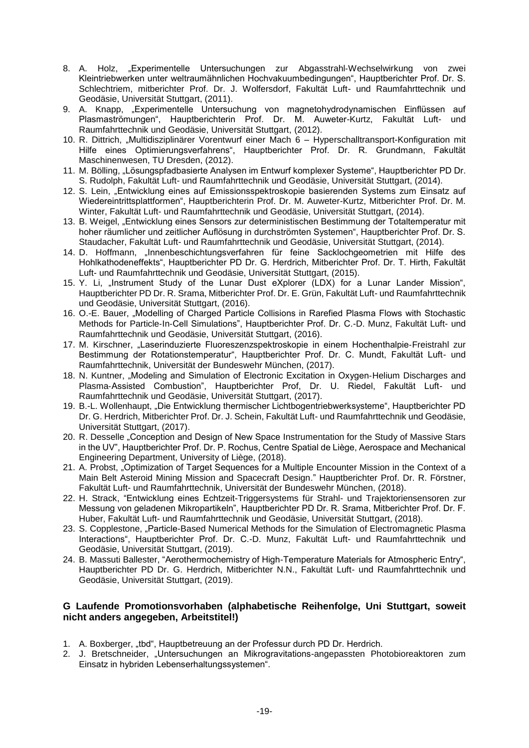8. A. Holz, „Experimentelle Untersuchungen zur Abgasstrahl-Wechselwirkung von zwei Kleintriebwerken unter weltraumähnlichen Hochvakuumbedingungen“, Hauptberichter Prof. Dr. S. Schlechtriem, mitberichter Prof. Dr. J. Wolfersdorf, Fakultät Luft- und Raumfahrttechnik und Geodäsie, Universität Stuttgart, (2011).
9. A. Knapp, „Experimentelle Untersuchung von magnetohydrodynamischen Einflüssen auf Plasmaströmungen“, Hauptberichterin Prof. Dr. M. Auweter-Kurtz, Fakultät Luft- und Raumfahrttechnik und Geodäsie, Universität Stuttgart, (2012).
10. R. Dittrich, „Multidisziplinärer Vorentwurf einer Mach 6 – Hyperschalltransport-Konfiguration mit Hilfe eines Optimierungsverfahrens“, Hauptberichter Prof. Dr. R. Grundmann, Fakultät Maschinenwesen, TU Dresden, (2012).
11. M. Bölling, „Lösungspfadbasierte Analysen im Entwurf komplexer Systeme“, Hauptberichter PD Dr. S. Rudolph, Fakultät Luft- und Raumfahrttechnik und Geodäsie, Universität Stuttgart, (2014).
12. S. Lein, „Entwicklung eines auf Emissionsspektroskopie basierenden Systems zum Einsatz auf Wiedereintrittsplattformen“, Hauptberichterin Prof. Dr. M. Auweter-Kurtz, Mitberichter Prof. Dr. M. Winter, Fakultät Luft- und Raumfahrttechnik und Geodäsie, Universität Stuttgart, (2014).
13. B. Weigel, „Entwicklung eines Sensors zur deterministischen Bestimmung der Totaltemperatur mit hoher räumlicher und zeitlicher Auflösung in durchströmten Systemen“, Hauptberichter Prof. Dr. S. Staudacher, Fakultät Luft- und Raumfahrttechnik und Geodäsie, Universität Stuttgart, (2014).
14. D. Hoffmann, „Innenbeschichtungsverfahren für feine Sacklochgeometrien mit Hilfe des Hohlkathodeneffekts“, Hauptberichter PD Dr. G. Herdrich, Mitberichter Prof. Dr. T. Hirth, Fakultät Luft- und Raumfahrttechnik und Geodäsie, Universität Stuttgart, (2015).
15. Y. Li, „Instrument Study of the Lunar Dust eXplorer (LDX) for a Lunar Lander Mission“, Hauptberichter PD Dr. R. Srama, Mitberichter Prof. Dr. E. Grün, Fakultät Luft- und Raumfahrttechnik und Geodäsie, Universität Stuttgart, (2016).
16. O.-E. Bauer, „Modelling of Charged Particle Collisions in Rarefied Plasma Flows with Stochastic Methods for Particle-In-Cell Simulations”, Hauptberichter Prof. Dr. C.-D. Munz, Fakultät Luft- und Raumfahrttechnik und Geodäsie, Universität Stuttgart, (2016).
17. M. Kirschner, „Laserinduzierte Fluoreszenzspektroskopie in einem Hochenthalpie-Freistrahl zur Bestimmung der Rotationstemperatur“, Hauptberichter Prof. Dr. C. Mundt, Fakultät Luft- und Raumfahrttechnik, Universität der Bundeswehr München, (2017).
18. N. Kuntner, „Modeling and Simulation of Electronic Excitation in Oxygen-Helium Discharges and Plasma-Assisted Combustion”, Hauptberichter Prof, Dr. U. Riedel, Fakultät Luft- und Raumfahrttechnik und Geodäsie, Universität Stuttgart, (2017).
19. B.-L. Wollenhaupt, „Die Entwicklung thermischer Lichtbogentriebwerksysteme“, Hauptberichter PD Dr. G. Herdrich, Mitberichter Prof. Dr. J. Schein, Fakultät Luft- und Raumfahrttechnik und Geodäsie, Universität Stuttgart, (2017).
20. R. Desselle „Conception and Design of New Space Instrumentation for the Study of Massive Stars in the UV”, Hauptberichter Prof. Dr. P. Rochus, Centre Spatial de Liège, Aerospace and Mechanical Engineering Department, University of Liège, (2018).
21. A. Probst, „Optimization of Target Sequences for a Multiple Encounter Mission in the Context of a Main Belt Asteroid Mining Mission and Spacecraft Design.” Hauptberichter Prof. Dr. R. Förstner, Fakultät Luft- und Raumfahrttechnik, Universität der Bundeswehr München, (2018).
22. H. Strack, “Entwicklung eines Echtzeit-Triggersystems für Strahl- und Trajektoriensensoren zur Messung von geladenen Mikropartikeln”, Hauptberichter PD Dr. R. Srama, Mitberichter Prof. Dr. F. Huber, Fakultät Luft- und Raumfahrttechnik und Geodäsie, Universität Stuttgart, (2018).
23. S. Copplestone, „Particle-Based Numerical Methods for the Simulation of Electromagnetic Plasma Interactions“, Hauptberichter Prof. Dr. C.-D. Munz, Fakultät Luft- und Raumfahrttechnik und Geodäsie, Universität Stuttgart, (2019).
24. B. Massuti Ballester, “Aerothermochemistry of High-Temperature Materials for Atmospheric Entry“, Hauptberichter PD Dr. G. Herdrich, Mitberichter N.N., Fakultät Luft- und Raumfahrttechnik und Geodäsie, Universität Stuttgart, (2019).

## G Laufende Promotionsvorhaben (alphabetische Reihenfolge, Uni Stuttgart, soweit nicht anders angegeben, Arbeitstitel!)

1. A. Boxberger, „tbd“, Hauptbetreuung an der Professur durch PD Dr. Herdrich.
2. J. Bretschneider, „Untersuchungen an Mikrogravitations-angepassten Photobioreaktoren zum Einsatz in hybriden Lebenserhaltungssystemen“.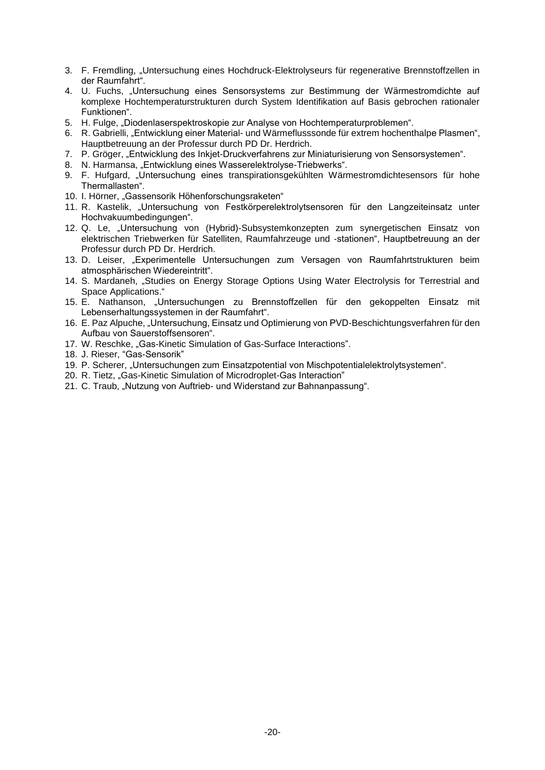3. F. Fremdling, „Untersuchung eines Hochdruck-Elektrolyseurs für regenerative Brennstoffzellen in der Raumfahrt".
4. U. Fuchs, „Untersuchung eines Sensorsystems zur Bestimmung der Wärmestromdichte auf komplexe Hochtemperaturstrukturen durch System Identifikation auf Basis gebrochen rationaler Funktionen".
5. H. Fulge, „Diodenlaserspektroskopie zur Analyse von Hochtemperaturproblemen".
6. R. Gabrielli, „Entwicklung einer Material- und Wärmeflusssonde für extrem hochenthalpe Plasmen", Hauptbetreuung an der Professur durch PD Dr. Herdrich.
7. P. Gröger, „Entwicklung des Inkjet-Druckverfahrens zur Miniaturisierung von Sensorsystemen".
8. N. Harmansa, „Entwicklung eines Wasserelektrolyse-Triebwerks".
9. F. Hufgard, „Untersuchung eines transpirationsgekühlten Wärmestromdichtesensors für hohe Thermallasten".
10. I. Hörner, „Gassensorik Höhenforschungsraketen"
11. R. Kastelik, „Untersuchung von Festkörperelektrolytsensoren für den Langzeiteinsatz unter Hochvakuumbedingungen".
12. Q. Le, „Untersuchung von (Hybrid)-Subsystemkonzepten zum synergetischen Einsatz von elektrischen Triebwerken für Satelliten, Raumfahrzeuge und -stationen", Hauptbetreuung an der Professur durch PD Dr. Herdrich.
13. D. Leiser, „Experimentelle Untersuchungen zum Versagen von Raumfahrtstrukturen beim atmosphärischen Wiedereintritt".
14. S. Mardaneh, „Studies on Energy Storage Options Using Water Electrolysis for Terrestrial and Space Applications."
15. E. Nathanson, „Untersuchungen zu Brennstoffzellen für den gekoppelten Einsatz mit Lebenserhaltungssystemen in der Raumfahrt".
16. E. Paz Alpuche, „Untersuchung, Einsatz und Optimierung von PVD-Beschichtungsverfahren für den Aufbau von Sauerstoffsensoren".
17. W. Reschke, „Gas-Kinetic Simulation of Gas-Surface Interactions".
18. J. Rieser, "Gas-Sensorik"
19. P. Scherer, „Untersuchungen zum Einsatzpotential von Mischpotentialelektrolytsystemen".
20. R. Tietz, „Gas-Kinetic Simulation of Microdroplet-Gas Interaction"
21. C. Traub, „Nutzung von Auftrieb- und Widerstand zur Bahnanpassung".